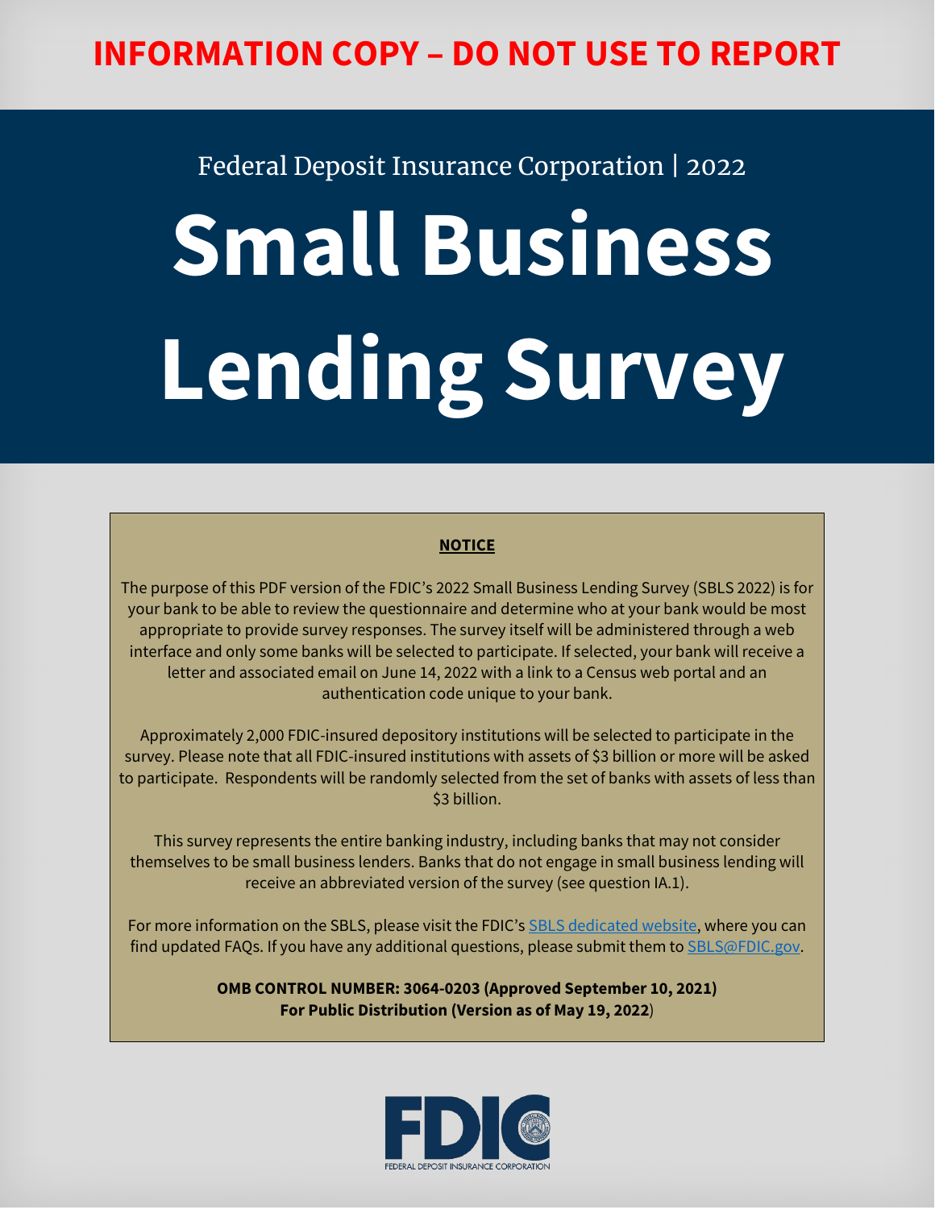**INFORMATION COPY – DO NOT USE TO REPORT**

Federal Deposit Insurance Corporation | 2022

# Small Business Lending Survey

**NOTICE**

The purpose of this PDF version of the FDIC's 2022 Small Business Lending Survey (SBLS 2022) is for your bank to be able to review the questionnaire and determine who at your bank would be most appropriate to provide survey responses. The survey itself will be administered through a web interface and only some banks will be selected to participate. If selected, your bank will receive a letter and associated email on June 14, 2022 with a link to a Census web portal and an authentication code unique to your bank.

Approximately 2,000 FDIC-insured depository institutions will be selected to participate in the survey. Please note that all FDIC-insured institutions with assets of $3 billion or more will be asked to participate. Respondents will be randomly selected from the set of banks with assets of less than $3 billion.

This survey represents the entire banking industry, including banks that may not consider themselves to be small business lenders. Banks that do not engage in small business lending will receive an abbreviated version of the survey (see question IA.1).

For more information on the SBLS, please visit the FDIC's SBLS dedicated website, where you can find updated FAQs. If you have any additional questions, please submit them to SBLS@FDIC.gov.

**OMB CONTROL NUMBER: 3064-0203 (Approved September 10, 2021)**
**For Public Distribution (Version as of May 19, 2022)**

FDIC
FEDERAL DEPOSIT INSURANCE CORPORATION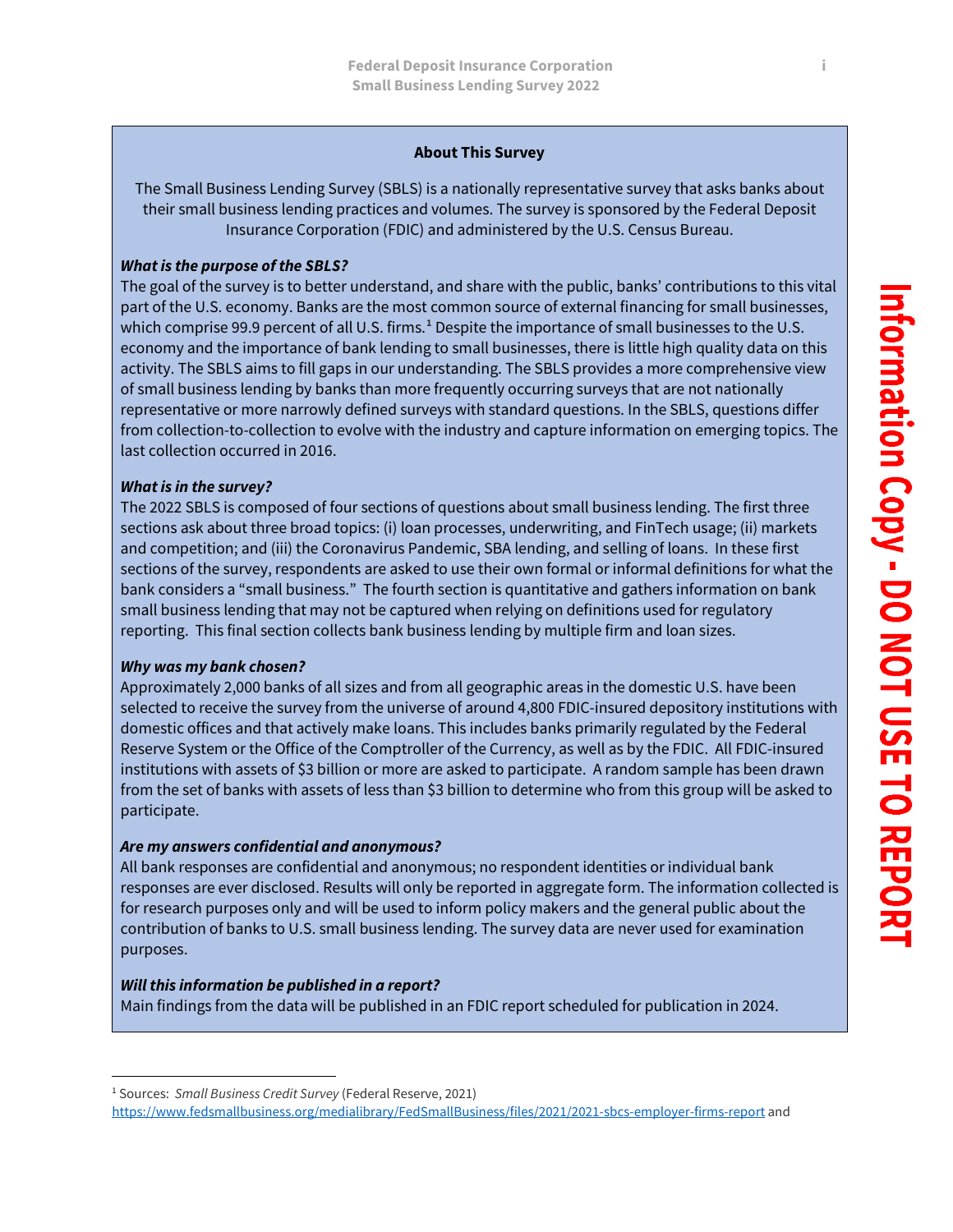## About This Survey

The Small Business Lending Survey (SBLS) is a nationally representative survey that asks banks about their small business lending practices and volumes. The survey is sponsored by the Federal Deposit Insurance Corporation (FDIC) and administered by the U.S. Census Bureau.

***What is the purpose of the SBLS?***

The goal of the survey is to better understand, and share with the public, banks' contributions to this vital part of the U.S. economy. Banks are the most common source of external financing for small businesses, which comprise 99.9 percent of all U.S. firms.[1] Despite the importance of small businesses to the U.S. economy and the importance of bank lending to small businesses, there is little high quality data on this activity. The SBLS aims to fill gaps in our understanding. The SBLS provides a more comprehensive view of small business lending by banks than more frequently occurring surveys that are not nationally representative or more narrowly defined surveys with standard questions. In the SBLS, questions differ from collection-to-collection to evolve with the industry and capture information on emerging topics. The last collection occurred in 2016.

***What is in the survey?***

The 2022 SBLS is composed of four sections of questions about small business lending. The first three sections ask about three broad topics: (i) loan processes, underwriting, and FinTech usage; (ii) markets and competition; and (iii) the Coronavirus Pandemic, SBA lending, and selling of loans. In these first sections of the survey, respondents are asked to use their own formal or informal definitions for what the bank considers a "small business." The fourth section is quantitative and gathers information on bank small business lending that may not be captured when relying on definitions used for regulatory reporting. This final section collects bank business lending by multiple firm and loan sizes.

***Why was my bank chosen?***

Approximately 2,000 banks of all sizes and from all geographic areas in the domestic U.S. have been selected to receive the survey from the universe of around 4,800 FDIC-insured depository institutions with domestic offices and that actively make loans. This includes banks primarily regulated by the Federal Reserve System or the Office of the Comptroller of the Currency, as well as by the FDIC. All FDIC-insured institutions with assets of $3 billion or more are asked to participate. A random sample has been drawn from the set of banks with assets of less than $3 billion to determine who from this group will be asked to participate.

***Are my answers confidential and anonymous?***

All bank responses are confidential and anonymous; no respondent identities or individual bank responses are ever disclosed. Results will only be reported in aggregate form. The information collected is for research purposes only and will be used to inform policy makers and the general public about the contribution of banks to U.S. small business lending. The survey data are never used for examination purposes.

***Will this information be published in a report?***

Main findings from the data will be published in an FDIC report scheduled for publication in 2024.

Information Copy - DO NOT USE TO REPORT

---

[1] Sources: *Small Business Credit Survey* (Federal Reserve, 2021) https://www.fedsmallbusiness.org/medialibrary/FedSmallBusiness/files/2021/2021-sbcs-employer-firms-report and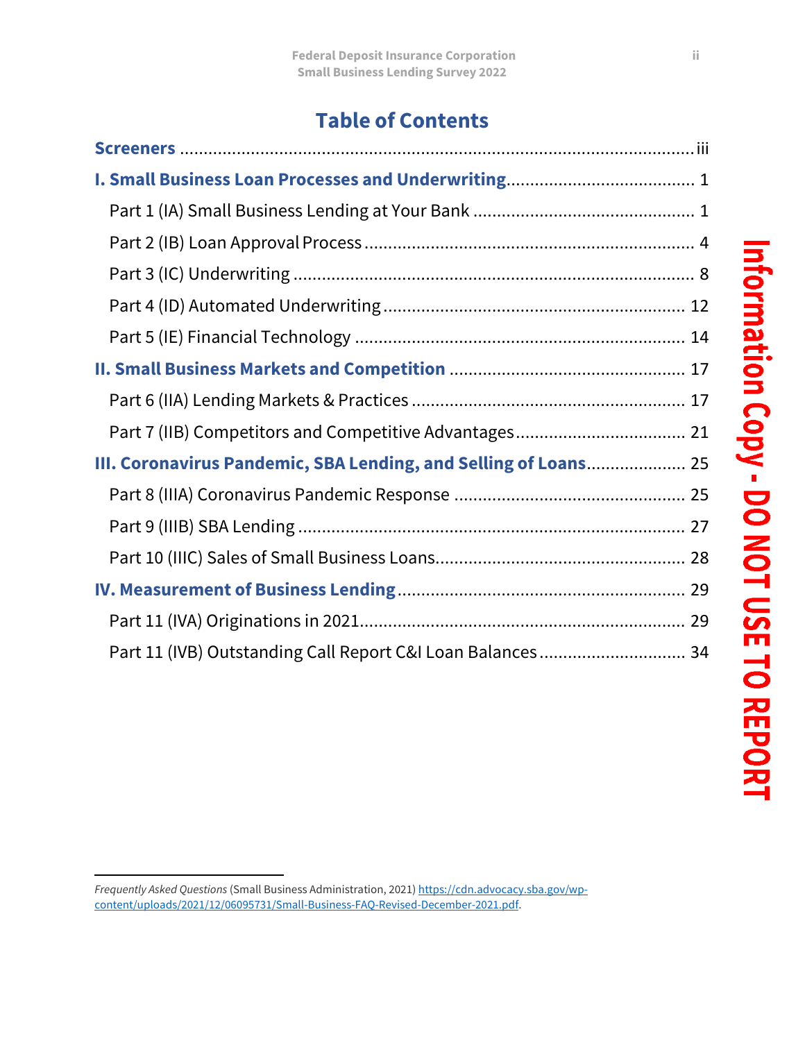# Table of Contents

**Screeners** ......... iii

**I. Small Business Loan Processes and Underwriting** ......... 1

- Part 1 (IA) Small Business Lending at Your Bank ......... 1
- Part 2 (IB) Loan Approval Process ......... 4
- Part 3 (IC) Underwriting ......... 8
- Part 4 (ID) Automated Underwriting ......... 12
- Part 5 (IE) Financial Technology ......... 14

**II. Small Business Markets and Competition** ......... 17

- Part 6 (IIA) Lending Markets & Practices ......... 17
- Part 7 (IIB) Competitors and Competitive Advantages ......... 21

**III. Coronavirus Pandemic, SBA Lending, and Selling of Loans** ......... 25

- Part 8 (IIIA) Coronavirus Pandemic Response ......... 25
- Part 9 (IIIB) SBA Lending ......... 27
- Part 10 (IIIC) Sales of Small Business Loans ......... 28

**IV. Measurement of Business Lending** ......... 29

- Part 11 (IVA) Originations in 2021 ......... 29
- Part 11 (IVB) Outstanding Call Report C&I Loan Balances ......... 34

Information Copy - DO NOT USE TO REPORT

---

*Frequently Asked Questions* (Small Business Administration, 2021) https://cdn.advocacy.sba.gov/wp-content/uploads/2021/12/06095731/Small-Business-FAQ-Revised-December-2021.pdf.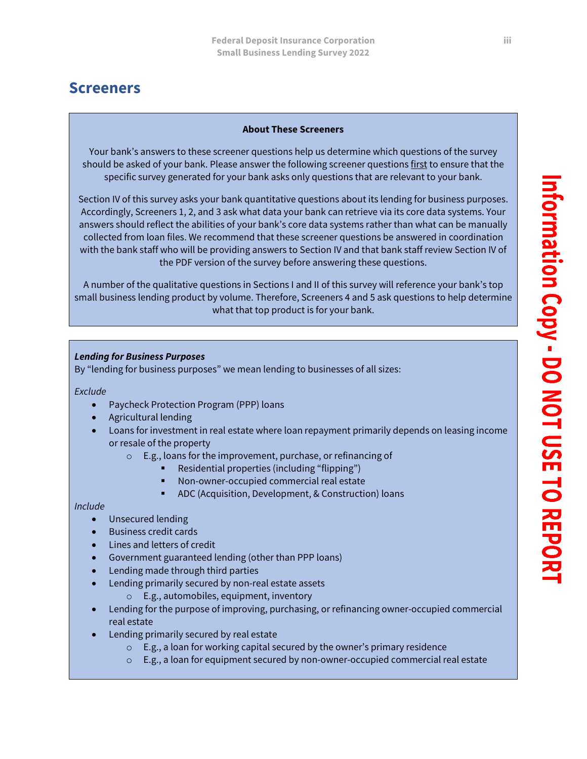# Screeners

**About These Screeners**

Your bank's answers to these screener questions help us determine which questions of the survey should be asked of your bank. Please answer the following screener questions first to ensure that the specific survey generated for your bank asks only questions that are relevant to your bank.

Section IV of this survey asks your bank quantitative questions about its lending for business purposes. Accordingly, Screeners 1, 2, and 3 ask what data your bank can retrieve via its core data systems. Your answers should reflect the abilities of your bank's core data systems rather than what can be manually collected from loan files. We recommend that these screener questions be answered in coordination with the bank staff who will be providing answers to Section IV and that bank staff review Section IV of the PDF version of the survey before answering these questions.

A number of the qualitative questions in Sections I and II of this survey will reference your bank's top small business lending product by volume. Therefore, Screeners 4 and 5 ask questions to help determine what that top product is for your bank.

***Lending for Business Purposes***

By "lending for business purposes" we mean lending to businesses of all sizes:

*Exclude*

- Paycheck Protection Program (PPP) loans
- Agricultural lending
- Loans for investment in real estate where loan repayment primarily depends on leasing income or resale of the property
  - E.g., loans for the improvement, purchase, or refinancing of
    - Residential properties (including "flipping")
    - Non-owner-occupied commercial real estate
    - ADC (Acquisition, Development, & Construction) loans

*Include*

- Unsecured lending
- Business credit cards
- Lines and letters of credit
- Government guaranteed lending (other than PPP loans)
- Lending made through third parties
- Lending primarily secured by non-real estate assets
  - E.g., automobiles, equipment, inventory
- Lending for the purpose of improving, purchasing, or refinancing owner-occupied commercial real estate
- Lending primarily secured by real estate
  - E.g., a loan for working capital secured by the owner's primary residence
  - E.g., a loan for equipment secured by non-owner-occupied commercial real estate

Information Copy - DO NOT USE TO REPORT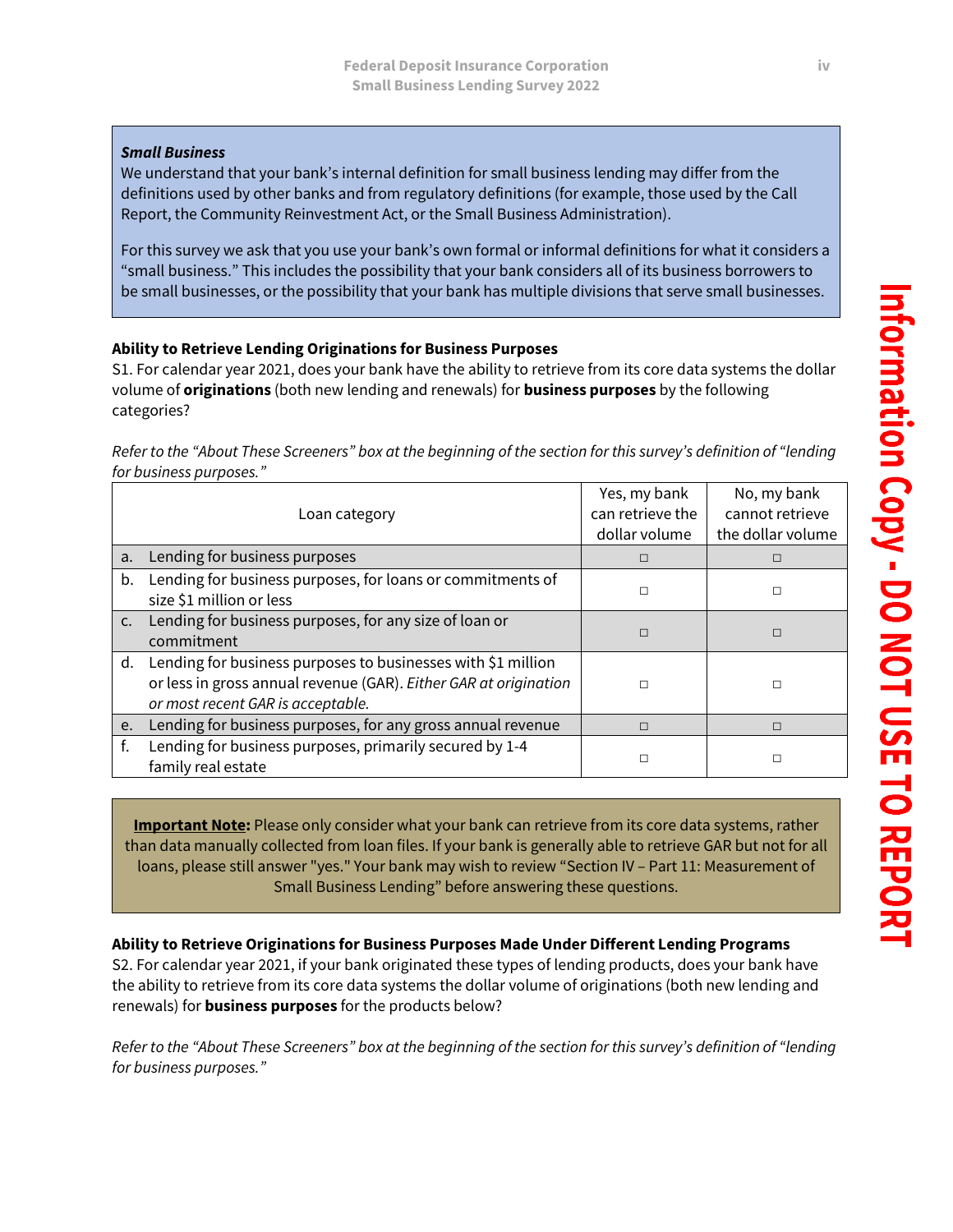***Small Business***

We understand that your bank's internal definition for small business lending may differ from the definitions used by other banks and from regulatory definitions (for example, those used by the Call Report, the Community Reinvestment Act, or the Small Business Administration).

For this survey we ask that you use your bank's own formal or informal definitions for what it considers a "small business." This includes the possibility that your bank considers all of its business borrowers to be small businesses, or the possibility that your bank has multiple divisions that serve small businesses.

**Ability to Retrieve Lending Originations for Business Purposes**

S1. For calendar year 2021, does your bank have the ability to retrieve from its core data systems the dollar volume of **originations** (both new lending and renewals) for **business purposes** by the following categories?

*Refer to the "About These Screeners" box at the beginning of the section for this survey's definition of "lending for business purposes."*

| Loan category | Yes, my bank can retrieve the dollar volume | No, my bank cannot retrieve the dollar volume |
|---|---|---|
| a. Lending for business purposes | □ | □ |
| b. Lending for business purposes, for loans or commitments of size $1 million or less | □ | □ |
| c. Lending for business purposes, for any size of loan or commitment | □ | □ |
| d. Lending for business purposes to businesses with $1 million or less in gross annual revenue (GAR). *Either GAR at origination or most recent GAR is acceptable.* | □ | □ |
| e. Lending for business purposes, for any gross annual revenue | □ | □ |
| f. Lending for business purposes, primarily secured by 1-4 family real estate | □ | □ |

**Important Note:** Please only consider what your bank can retrieve from its core data systems, rather than data manually collected from loan files. If your bank is generally able to retrieve GAR but not for all loans, please still answer "yes." Your bank may wish to review "Section IV – Part 11: Measurement of Small Business Lending" before answering these questions.

**Ability to Retrieve Originations for Business Purposes Made Under Different Lending Programs**

S2. For calendar year 2021, if your bank originated these types of lending products, does your bank have the ability to retrieve from its core data systems the dollar volume of originations (both new lending and renewals) for **business purposes** for the products below?

*Refer to the "About These Screeners" box at the beginning of the section for this survey's definition of "lending for business purposes."*

Information Copy - DO NOT USE TO REPORT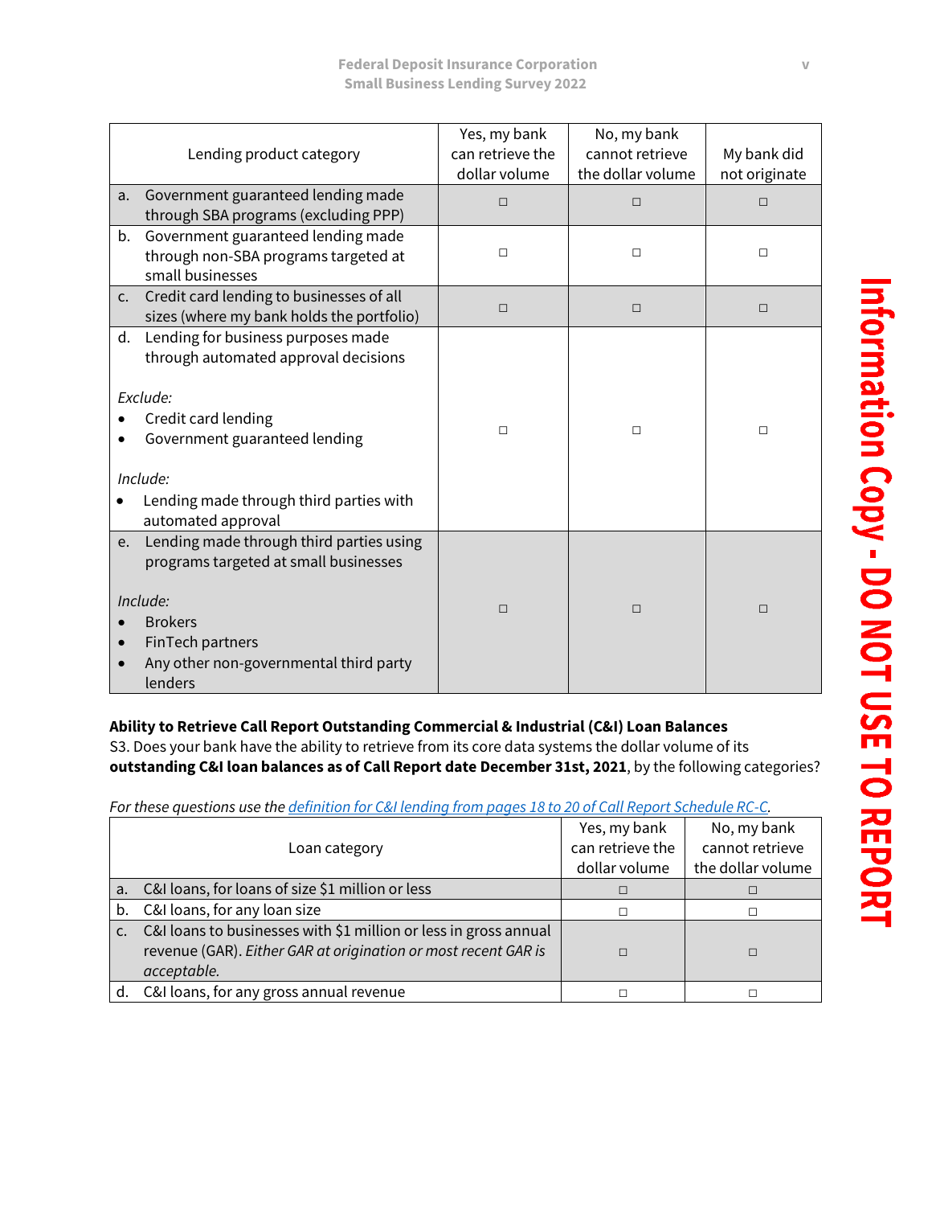| Lending product category | Yes, my bank can retrieve the dollar volume | No, my bank cannot retrieve the dollar volume | My bank did not originate |
|---|---|---|---|
| a. Government guaranteed lending made through SBA programs (excluding PPP) | ☐ | ☐ | ☐ |
| b. Government guaranteed lending made through non-SBA programs targeted at small businesses | ☐ | ☐ | ☐ |
| c. Credit card lending to businesses of all sizes (where my bank holds the portfolio) | ☐ | ☐ | ☐ |
| d. Lending for business purposes made through automated approval decisions<br><br>*Exclude:*<br>• Credit card lending<br>• Government guaranteed lending<br><br>*Include:*<br>• Lending made through third parties with automated approval | ☐ | ☐ | ☐ |
| e. Lending made through third parties using programs targeted at small businesses<br><br>*Include:*<br>• Brokers<br>• FinTech partners<br>• Any other non-governmental third party lenders | ☐ | ☐ | ☐ |

**Ability to Retrieve Call Report Outstanding Commercial & Industrial (C&I) Loan Balances**

S3. Does your bank have the ability to retrieve from its core data systems the dollar volume of its **outstanding C&I loan balances as of Call Report date December 31st, 2021**, by the following categories?

*For these questions use the definition for C&I lending from pages 18 to 20 of Call Report Schedule RC-C.*

| Loan category | Yes, my bank can retrieve the dollar volume | No, my bank cannot retrieve the dollar volume |
|---|---|---|
| a. C&I loans, for loans of size $1 million or less | ☐ | ☐ |
| b. C&I loans, for any loan size | ☐ | ☐ |
| c. C&I loans to businesses with $1 million or less in gross annual revenue (GAR). *Either GAR at origination or most recent GAR is acceptable.* | ☐ | ☐ |
| d. C&I loans, for any gross annual revenue | ☐ | ☐ |

Information Copy - DO NOT USE TO REPORT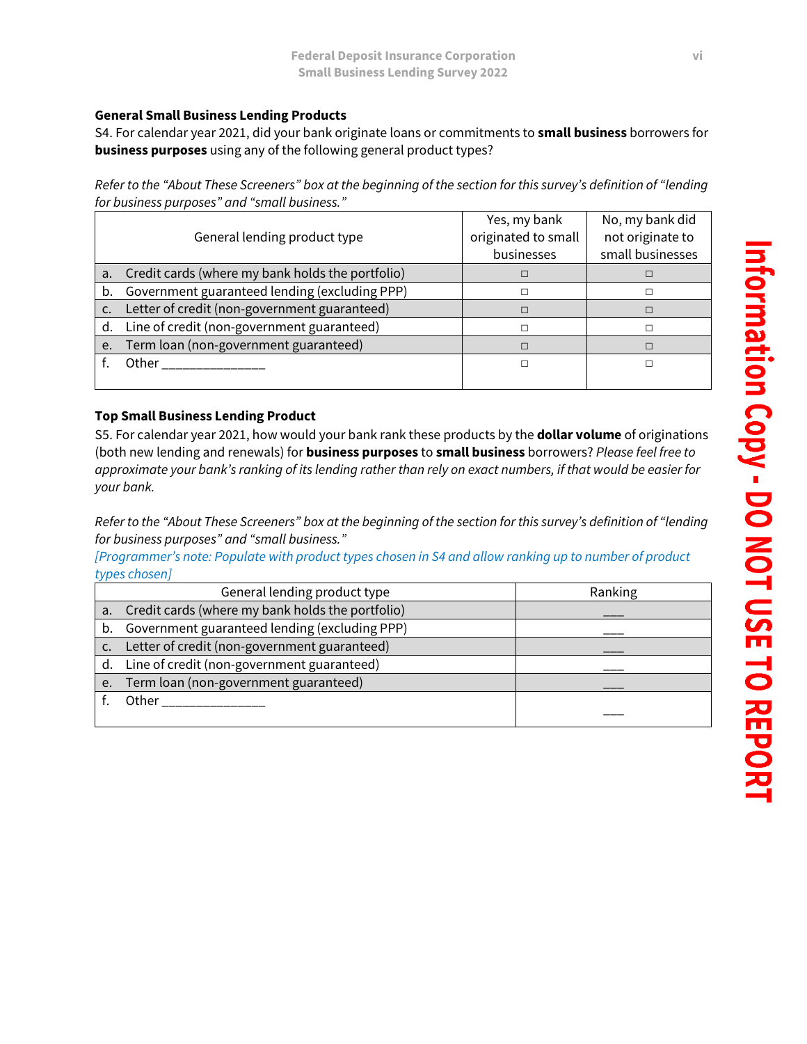**General Small Business Lending Products**

S4. For calendar year 2021, did your bank originate loans or commitments to **small business** borrowers for **business purposes** using any of the following general product types?

*Refer to the "About These Screeners" box at the beginning of the section for this survey's definition of "lending for business purposes" and "small business."*

| General lending product type | Yes, my bank originated to small businesses | No, my bank did not originate to small businesses |
|---|---|---|
| a. Credit cards (where my bank holds the portfolio) | □ | □ |
| b. Government guaranteed lending (excluding PPP) | □ | □ |
| c. Letter of credit (non-government guaranteed) | □ | □ |
| d. Line of credit (non-government guaranteed) | □ | □ |
| e. Term loan (non-government guaranteed) | □ | □ |
| f. Other _______________ | □ | □ |

**Top Small Business Lending Product**

S5. For calendar year 2021, how would your bank rank these products by the **dollar volume** of originations (both new lending and renewals) for **business purposes** to **small business** borrowers? *Please feel free to approximate your bank's ranking of its lending rather than rely on exact numbers, if that would be easier for your bank.*

*Refer to the "About These Screeners" box at the beginning of the section for this survey's definition of "lending for business purposes" and "small business."*

*[Programmer's note: Populate with product types chosen in S4 and allow ranking up to number of product types chosen]*

| General lending product type | Ranking |
|---|---|
| a. Credit cards (where my bank holds the portfolio) | ___ |
| b. Government guaranteed lending (excluding PPP) | ___ |
| c. Letter of credit (non-government guaranteed) | ___ |
| d. Line of credit (non-government guaranteed) | ___ |
| e. Term loan (non-government guaranteed) | ___ |
| f. Other _______________ | ___ |

Information Copy - DO NOT USE TO REPORT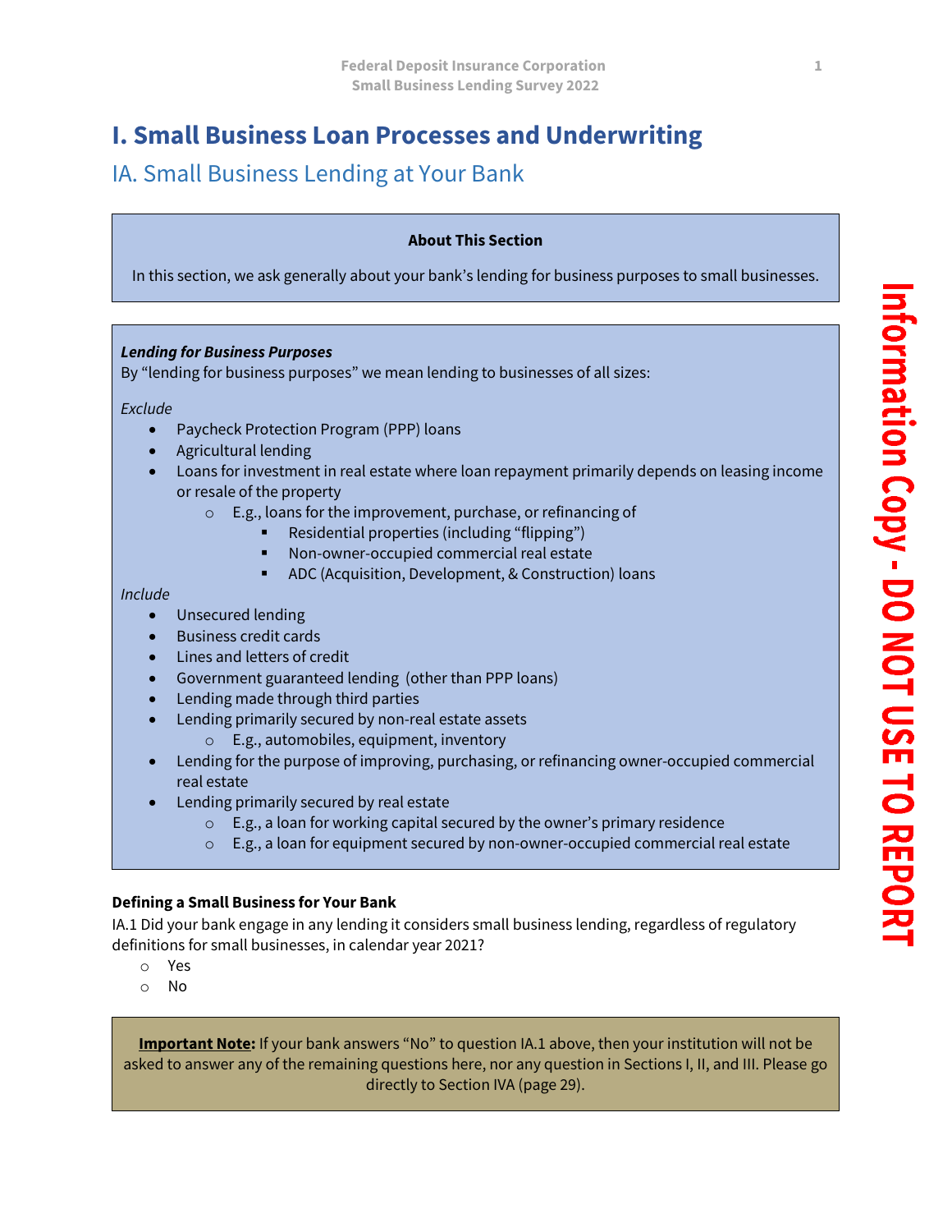# I. Small Business Loan Processes and Underwriting

## IA. Small Business Lending at Your Bank

**About This Section**

In this section, we ask generally about your bank's lending for business purposes to small businesses.

***Lending for Business Purposes***

By "lending for business purposes" we mean lending to businesses of all sizes:

*Exclude*

- Paycheck Protection Program (PPP) loans
- Agricultural lending
- Loans for investment in real estate where loan repayment primarily depends on leasing income or resale of the property
  - E.g., loans for the improvement, purchase, or refinancing of
    - Residential properties (including "flipping")
    - Non-owner-occupied commercial real estate
    - ADC (Acquisition, Development, & Construction) loans

*Include*

- Unsecured lending
- Business credit cards
- Lines and letters of credit
- Government guaranteed lending (other than PPP loans)
- Lending made through third parties
- Lending primarily secured by non-real estate assets
  - E.g., automobiles, equipment, inventory
- Lending for the purpose of improving, purchasing, or refinancing owner-occupied commercial real estate
- Lending primarily secured by real estate
  - E.g., a loan for working capital secured by the owner's primary residence
  - E.g., a loan for equipment secured by non-owner-occupied commercial real estate

**Defining a Small Business for Your Bank**

IA.1 Did your bank engage in any lending it considers small business lending, regardless of regulatory definitions for small businesses, in calendar year 2021?

- Yes
- No

**Important Note:** If your bank answers "No" to question IA.1 above, then your institution will not be asked to answer any of the remaining questions here, nor any question in Sections I, II, and III. Please go directly to Section IVA (page 29).

Information Copy - DO NOT USE TO REPORT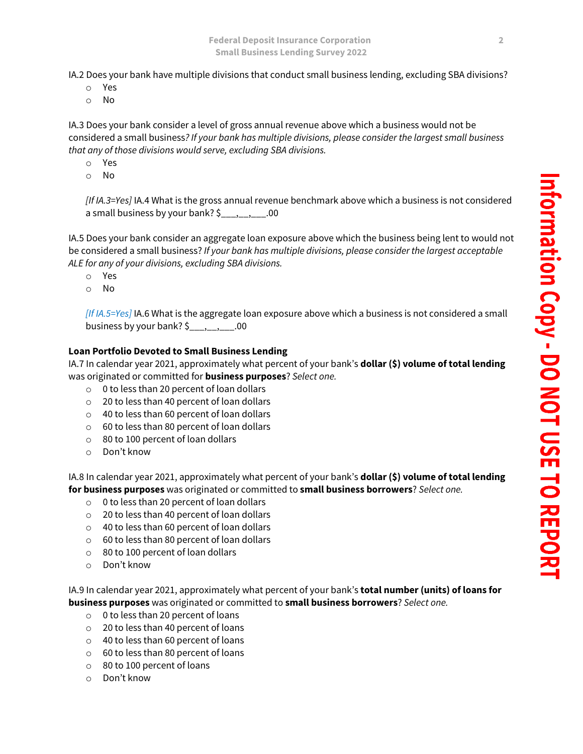IA.2 Does your bank have multiple divisions that conduct small business lending, excluding SBA divisions?

- Yes
- No

IA.3 Does your bank consider a level of gross annual revenue above which a business would not be considered a small business? *If your bank has multiple divisions, please consider the largest small business that any of those divisions would serve, excluding SBA divisions.*

- Yes
- No

*[If IA.3=Yes]* IA.4 What is the gross annual revenue benchmark above which a business is not considered a small business by your bank? $___,__,___.00

IA.5 Does your bank consider an aggregate loan exposure above which the business being lent to would not be considered a small business? *If your bank has multiple divisions, please consider the largest acceptable ALE for any of your divisions, excluding SBA divisions.*

- Yes
- No

*[If IA.5=Yes]* IA.6 What is the aggregate loan exposure above which a business is not considered a small business by your bank? $___,__,___.00

**Loan Portfolio Devoted to Small Business Lending**

IA.7 In calendar year 2021, approximately what percent of your bank's **dollar ($) volume of total lending** was originated or committed for **business purposes**? *Select one.*

- 0 to less than 20 percent of loan dollars
- 20 to less than 40 percent of loan dollars
- 40 to less than 60 percent of loan dollars
- 60 to less than 80 percent of loan dollars
- 80 to 100 percent of loan dollars
- Don't know

IA.8 In calendar year 2021, approximately what percent of your bank's **dollar ($) volume of total lending for business purposes** was originated or committed to **small business borrowers**? *Select one.*

- 0 to less than 20 percent of loan dollars
- 20 to less than 40 percent of loan dollars
- 40 to less than 60 percent of loan dollars
- 60 to less than 80 percent of loan dollars
- 80 to 100 percent of loan dollars
- Don't know

IA.9 In calendar year 2021, approximately what percent of your bank's **total number (units) of loans for business purposes** was originated or committed to **small business borrowers**? *Select one.*

- 0 to less than 20 percent of loans
- 20 to less than 40 percent of loans
- 40 to less than 60 percent of loans
- 60 to less than 80 percent of loans
- 80 to 100 percent of loans
- Don't know

Information Copy - DO NOT USE TO REPORT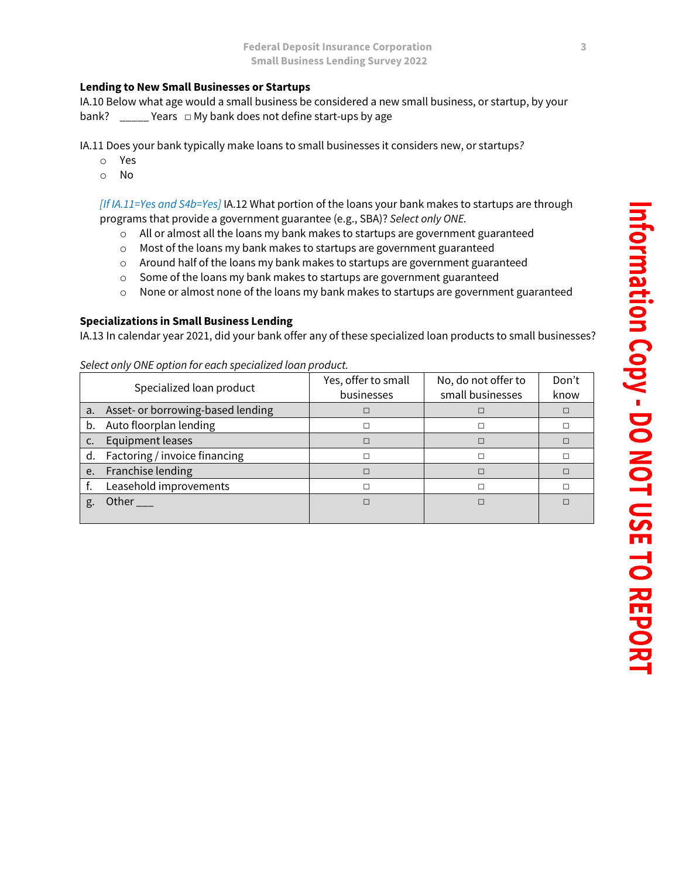### Lending to New Small Businesses or Startups

IA.10 Below what age would a small business be considered a new small business, or startup, by your bank? _____ Years □ My bank does not define start-ups by age

IA.11 Does your bank typically make loans to small businesses it considers new, or startups?

- ○ Yes
- ○ No

*[If IA.11=Yes and S4b=Yes]* IA.12 What portion of the loans your bank makes to startups are through programs that provide a government guarantee (e.g., SBA)? *Select only ONE.*

- ○ All or almost all the loans my bank makes to startups are government guaranteed
- ○ Most of the loans my bank makes to startups are government guaranteed
- ○ Around half of the loans my bank makes to startups are government guaranteed
- ○ Some of the loans my bank makes to startups are government guaranteed
- ○ None or almost none of the loans my bank makes to startups are government guaranteed

### Specializations in Small Business Lending

IA.13 In calendar year 2021, did your bank offer any of these specialized loan products to small businesses?

*Select only ONE option for each specialized loan product.*

| Specialized loan product | Yes, offer to small businesses | No, do not offer to small businesses | Don't know |
|---|---|---|---|
| a. Asset- or borrowing-based lending | □ | □ | □ |
| b. Auto floorplan lending | □ | □ | □ |
| c. Equipment leases | □ | □ | □ |
| d. Factoring / invoice financing | □ | □ | □ |
| e. Franchise lending | □ | □ | □ |
| f. Leasehold improvements | □ | □ | □ |
| g. Other ___ | □ | □ | □ |

Information Copy - DO NOT USE TO REPORT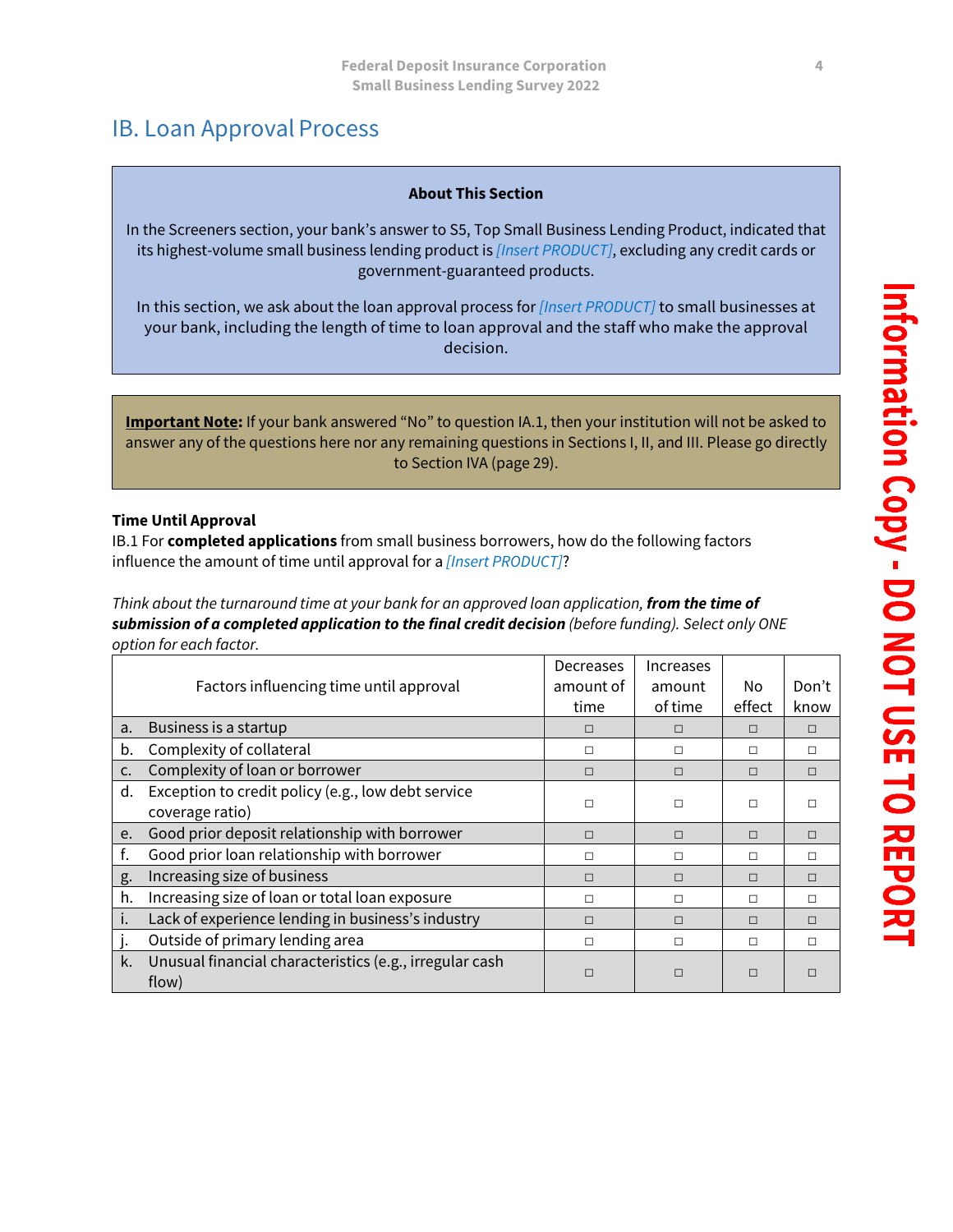## IB. Loan Approval Process

**About This Section**

In the Screeners section, your bank's answer to S5, Top Small Business Lending Product, indicated that its highest-volume small business lending product is *[Insert PRODUCT]*, excluding any credit cards or government-guaranteed products.

In this section, we ask about the loan approval process for *[Insert PRODUCT]* to small businesses at your bank, including the length of time to loan approval and the staff who make the approval decision.

**Important Note:** If your bank answered "No" to question IA.1, then your institution will not be asked to answer any of the questions here nor any remaining questions in Sections I, II, and III. Please go directly to Section IVA (page 29).

**Time Until Approval**

IB.1 For **completed applications** from small business borrowers, how do the following factors influence the amount of time until approval for a *[Insert PRODUCT]*?

*Think about the turnaround time at your bank for an approved loan application,* ***from the time of submission of a completed application to the final credit decision*** *(before funding). Select only ONE option for each factor.*

| Factors influencing time until approval | Decreases amount of time | Increases amount of time | No effect | Don't know |
|---|---|---|---|---|
| a. Business is a startup | □ | □ | □ | □ |
| b. Complexity of collateral | □ | □ | □ | □ |
| c. Complexity of loan or borrower | □ | □ | □ | □ |
| d. Exception to credit policy (e.g., low debt service coverage ratio) | □ | □ | □ | □ |
| e. Good prior deposit relationship with borrower | □ | □ | □ | □ |
| f. Good prior loan relationship with borrower | □ | □ | □ | □ |
| g. Increasing size of business | □ | □ | □ | □ |
| h. Increasing size of loan or total loan exposure | □ | □ | □ | □ |
| i. Lack of experience lending in business's industry | □ | □ | □ | □ |
| j. Outside of primary lending area | □ | □ | □ | □ |
| k. Unusual financial characteristics (e.g., irregular cash flow) | □ | □ | □ | □ |

Information Copy - DO NOT USE TO REPORT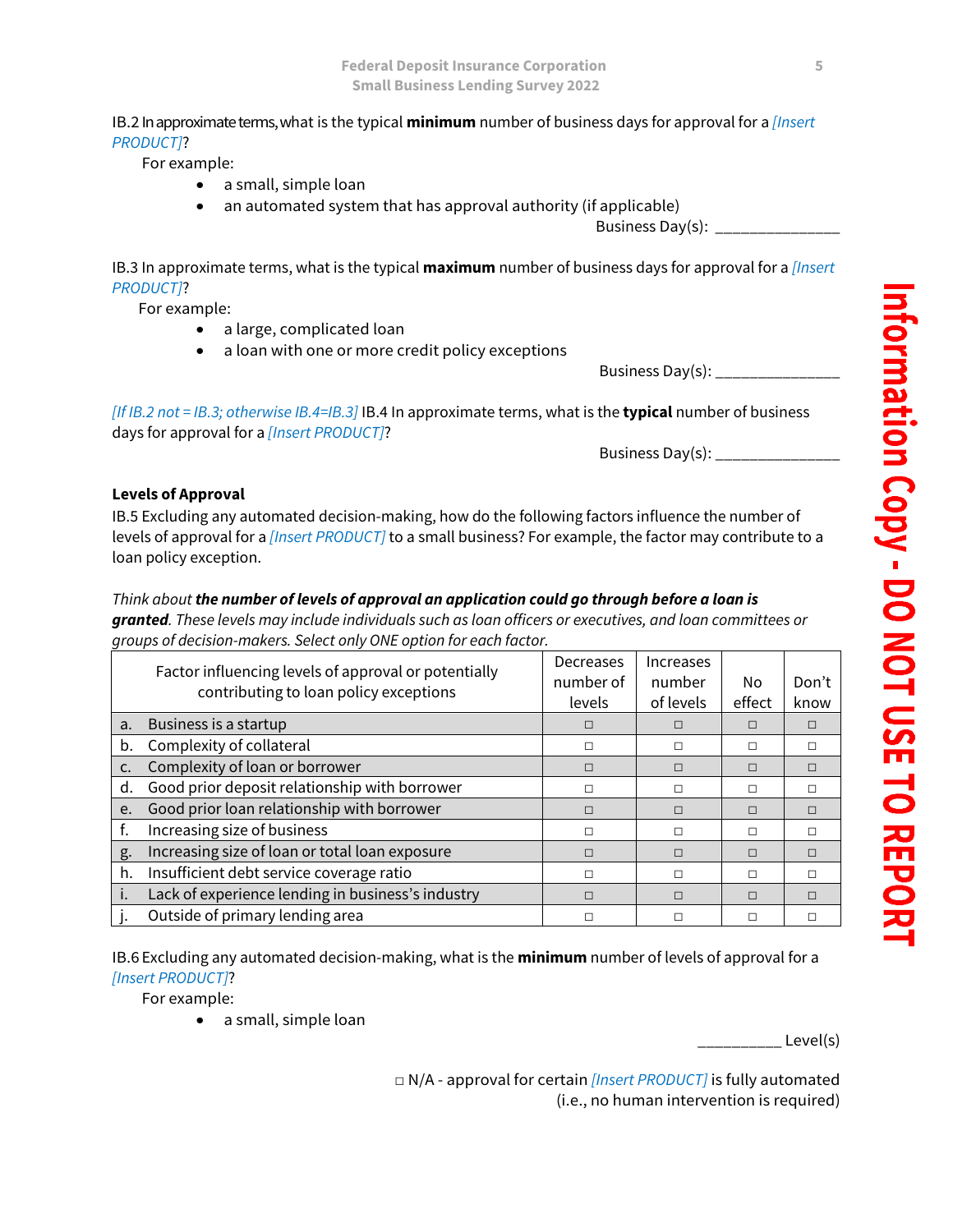IB.2 In approximate terms, what is the typical **minimum** number of business days for approval for a *[Insert PRODUCT]*?

For example:

- a small, simple loan
- an automated system that has approval authority (if applicable)

Business Day(s): _______________

IB.3 In approximate terms, what is the typical **maximum** number of business days for approval for a *[Insert PRODUCT]*?

For example:

- a large, complicated loan
- a loan with one or more credit policy exceptions

Business Day(s): _______________

*[If IB.2 not = IB.3; otherwise IB.4=IB.3]* IB.4 In approximate terms, what is the **typical** number of business days for approval for a *[Insert PRODUCT]*?

Business Day(s): _______________

**Levels of Approval**

IB.5 Excluding any automated decision-making, how do the following factors influence the number of levels of approval for a *[Insert PRODUCT]* to a small business? For example, the factor may contribute to a loan policy exception.

*Think about **the number of levels of approval an application could go through before a loan is granted**. These levels may include individuals such as loan officers or executives, and loan committees or groups of decision-makers. Select only ONE option for each factor.*

| Factor influencing levels of approval or potentially contributing to loan policy exceptions | Decreases number of levels | Increases number of levels | No effect | Don't know |
|---|---|---|---|---|
| a. Business is a startup | □ | □ | □ | □ |
| b. Complexity of collateral | □ | □ | □ | □ |
| c. Complexity of loan or borrower | □ | □ | □ | □ |
| d. Good prior deposit relationship with borrower | □ | □ | □ | □ |
| e. Good prior loan relationship with borrower | □ | □ | □ | □ |
| f. Increasing size of business | □ | □ | □ | □ |
| g. Increasing size of loan or total loan exposure | □ | □ | □ | □ |
| h. Insufficient debt service coverage ratio | □ | □ | □ | □ |
| i. Lack of experience lending in business's industry | □ | □ | □ | □ |
| j. Outside of primary lending area | □ | □ | □ | □ |

IB.6 Excluding any automated decision-making, what is the **minimum** number of levels of approval for a *[Insert PRODUCT]*?

For example:

- a small, simple loan

__________ Level(s)

□ N/A - approval for certain *[Insert PRODUCT]* is fully automated (i.e., no human intervention is required)

Information Copy - DO NOT USE TO REPORT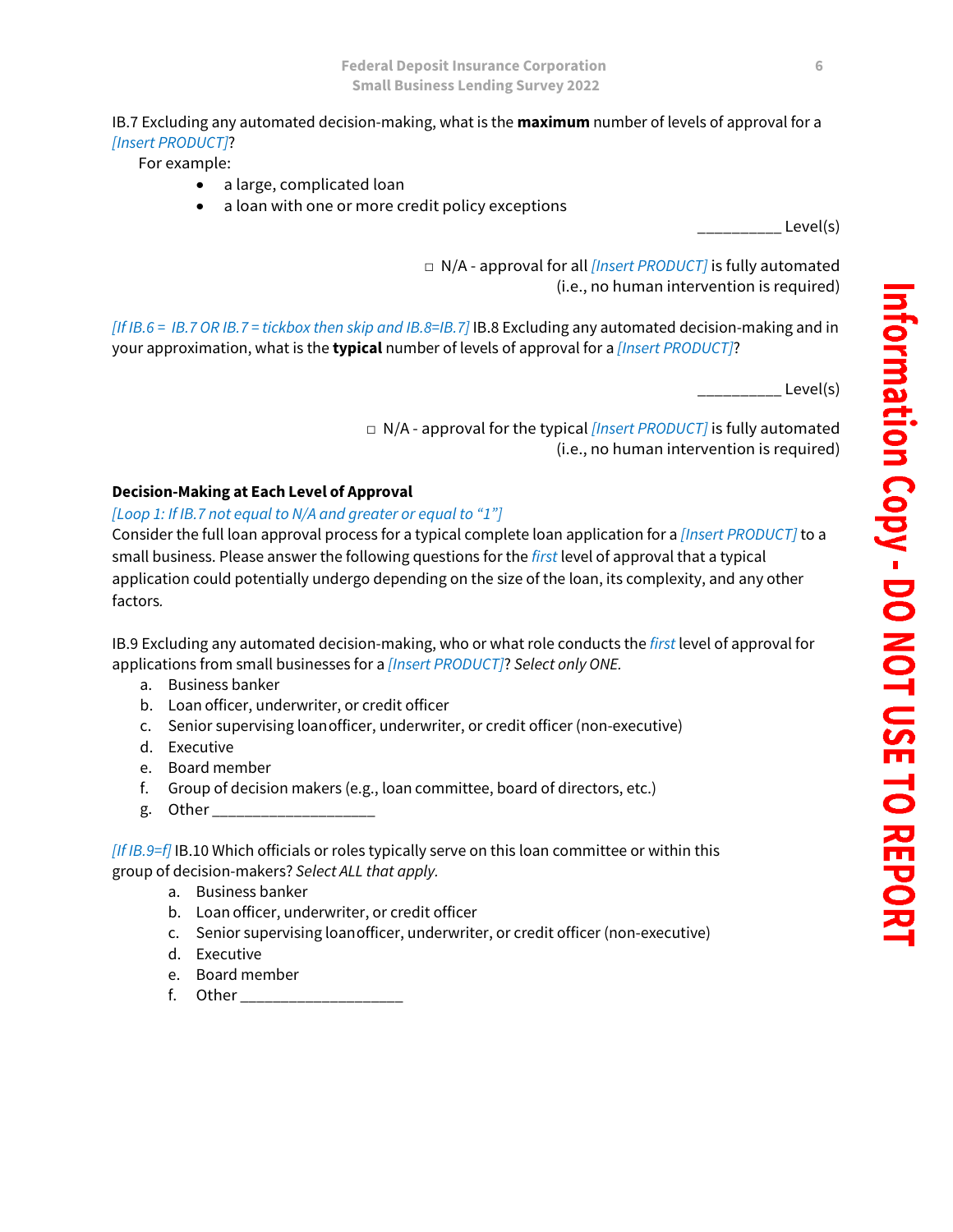IB.7 Excluding any automated decision-making, what is the **maximum** number of levels of approval for a *[Insert PRODUCT]*?

For example:

- a large, complicated loan
- a loan with one or more credit policy exceptions

__________ Level(s)

□ N/A - approval for all *[Insert PRODUCT]* is fully automated (i.e., no human intervention is required)

*[If IB.6 = IB.7 OR IB.7 = tickbox then skip and IB.8=IB.7]* IB.8 Excluding any automated decision-making and in your approximation, what is the **typical** number of levels of approval for a *[Insert PRODUCT]*?

__________ Level(s)

□ N/A - approval for the typical *[Insert PRODUCT]* is fully automated (i.e., no human intervention is required)

**Decision-Making at Each Level of Approval**

*[Loop 1: If IB.7 not equal to N/A and greater or equal to "1"]*

Consider the full loan approval process for a typical complete loan application for a *[Insert PRODUCT]* to a small business. Please answer the following questions for the *first* level of approval that a typical application could potentially undergo depending on the size of the loan, its complexity, and any other factors.

IB.9 Excluding any automated decision-making, who or what role conducts the *first* level of approval for applications from small businesses for a *[Insert PRODUCT]*? *Select only ONE.*

a. Business banker
b. Loan officer, underwriter, or credit officer
c. Senior supervising loan officer, underwriter, or credit officer (non-executive)
d. Executive
e. Board member
f. Group of decision makers (e.g., loan committee, board of directors, etc.)
g. Other ____________________

*[If IB.9=f]* IB.10 Which officials or roles typically serve on this loan committee or within this group of decision-makers? *Select ALL that apply.*

a. Business banker
b. Loan officer, underwriter, or credit officer
c. Senior supervising loan officer, underwriter, or credit officer (non-executive)
d. Executive
e. Board member
f. Other ____________________

Information Copy - DO NOT USE TO REPORT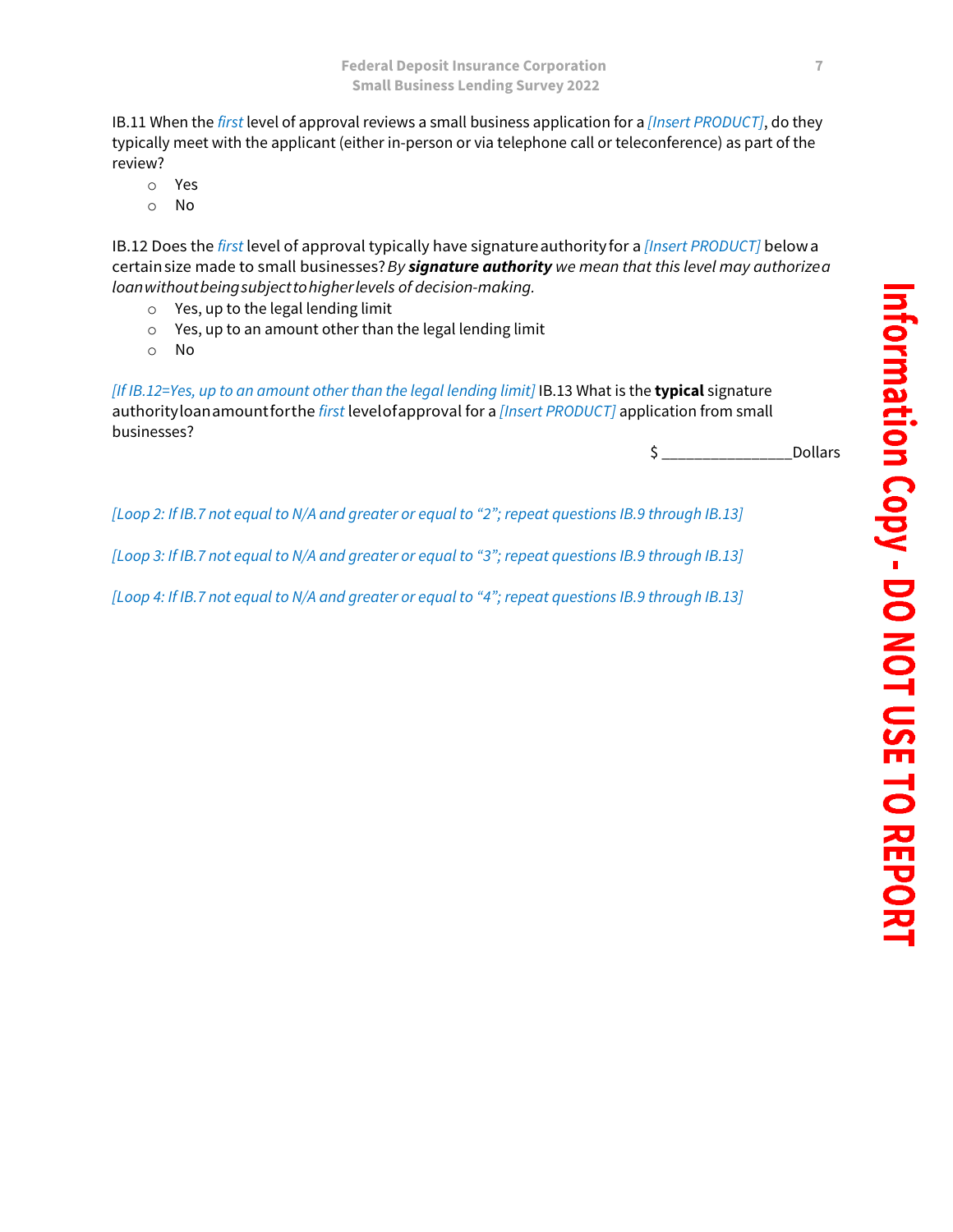IB.11 When the *first* level of approval reviews a small business application for a *[Insert PRODUCT]*, do they typically meet with the applicant (either in-person or via telephone call or teleconference) as part of the review?

- ○ Yes
- ○ No

IB.12 Does the *first* level of approval typically have signature authority for a *[Insert PRODUCT]* below a certain size made to small businesses? *By **signature authority** we mean that this level may authorize a loan without being subject to higher levels of decision-making.*

- ○ Yes, up to the legal lending limit
- ○ Yes, up to an amount other than the legal lending limit
- ○ No

*[If IB.12=Yes, up to an amount other than the legal lending limit]* IB.13 What is the **typical** signature authority loan amount for the *first* level of approval for a *[Insert PRODUCT]* application from small businesses?

$ ________________Dollars

*[Loop 2: If IB.7 not equal to N/A and greater or equal to "2"; repeat questions IB.9 through IB.13]*

*[Loop 3: If IB.7 not equal to N/A and greater or equal to "3"; repeat questions IB.9 through IB.13]*

*[Loop 4: If IB.7 not equal to N/A and greater or equal to "4"; repeat questions IB.9 through IB.13]*

Information Copy - DO NOT USE TO REPORT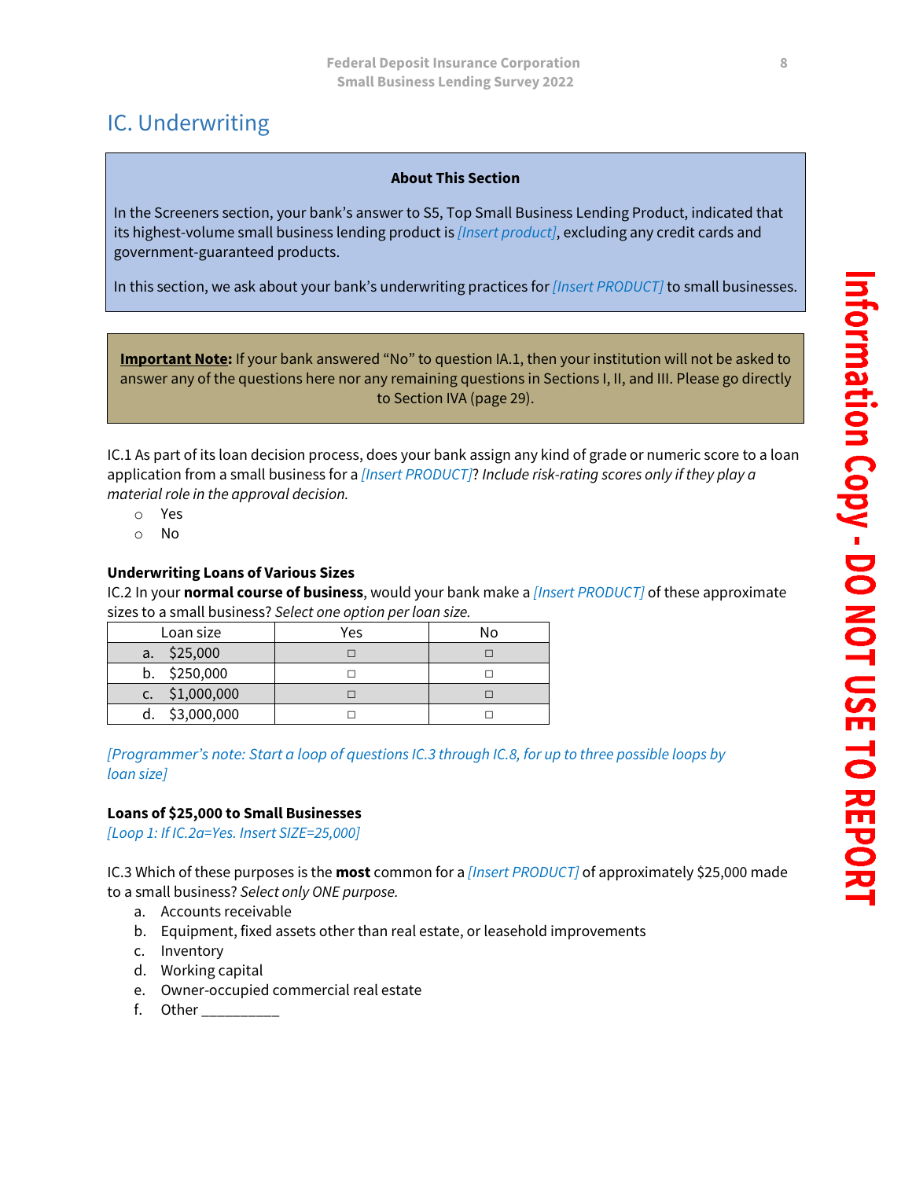## IC. Underwriting

**About This Section**

In the Screeners section, your bank's answer to S5, Top Small Business Lending Product, indicated that its highest-volume small business lending product is *[Insert product]*, excluding any credit cards and government-guaranteed products.

In this section, we ask about your bank's underwriting practices for *[Insert PRODUCT]* to small businesses.

**Important Note:** If your bank answered "No" to question IA.1, then your institution will not be asked to answer any of the questions here nor any remaining questions in Sections I, II, and III. Please go directly to Section IVA (page 29).

IC.1 As part of its loan decision process, does your bank assign any kind of grade or numeric score to a loan application from a small business for a *[Insert PRODUCT]*? *Include risk-rating scores only if they play a material role in the approval decision.*

- ○ Yes
- ○ No

**Underwriting Loans of Various Sizes**

IC.2 In your **normal course of business**, would your bank make a *[Insert PRODUCT]* of these approximate sizes to a small business? *Select one option per loan size.*

| Loan size | Yes | No |
|---|---|---|
| a. $25,000 | □ | □ |
| b. $250,000 | □ | □ |
| c. $1,000,000 | □ | □ |
| d. $3,000,000 | □ | □ |

*[Programmer's note: Start a loop of questions IC.3 through IC.8, for up to three possible loops by loan size]*

**Loans of $25,000 to Small Businesses**

*[Loop 1: If IC.2a=Yes. Insert SIZE=25,000]*

IC.3 Which of these purposes is the **most** common for a *[Insert PRODUCT]* of approximately $25,000 made to a small business? *Select only ONE purpose.*

a. Accounts receivable
b. Equipment, fixed assets other than real estate, or leasehold improvements
c. Inventory
d. Working capital
e. Owner-occupied commercial real estate
f. Other __________

Information Copy - DO NOT USE TO REPORT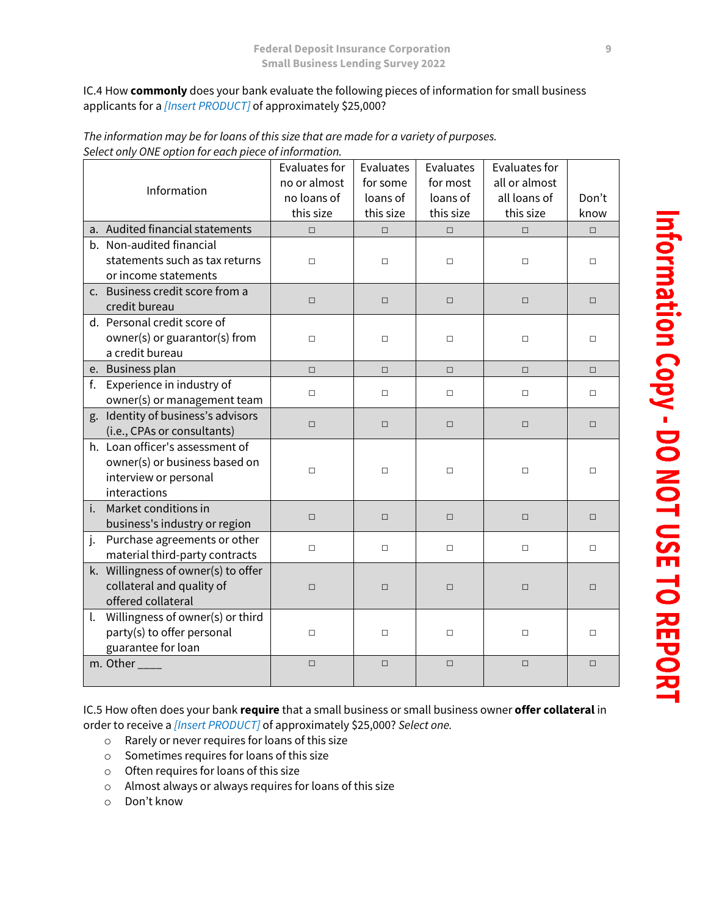IC.4 How **commonly** does your bank evaluate the following pieces of information for small business applicants for a *[Insert PRODUCT]* of approximately $25,000?

*The information may be for loans of this size that are made for a variety of purposes.*
*Select only ONE option for each piece of information.*

| Information | Evaluates for no or almost no loans of this size | Evaluates for some loans of this size | Evaluates for most loans of this size | Evaluates for all or almost all loans of this size | Don't know |
|---|---|---|---|---|---|
| a. Audited financial statements | □ | □ | □ | □ | □ |
| b. Non-audited financial statements such as tax returns or income statements | □ | □ | □ | □ | □ |
| c. Business credit score from a credit bureau | □ | □ | □ | □ | □ |
| d. Personal credit score of owner(s) or guarantor(s) from a credit bureau | □ | □ | □ | □ | □ |
| e. Business plan | □ | □ | □ | □ | □ |
| f. Experience in industry of owner(s) or management team | □ | □ | □ | □ | □ |
| g. Identity of business's advisors (i.e., CPAs or consultants) | □ | □ | □ | □ | □ |
| h. Loan officer's assessment of owner(s) or business based on interview or personal interactions | □ | □ | □ | □ | □ |
| i. Market conditions in business's industry or region | □ | □ | □ | □ | □ |
| j. Purchase agreements or other material third-party contracts | □ | □ | □ | □ | □ |
| k. Willingness of owner(s) to offer collateral and quality of offered collateral | □ | □ | □ | □ | □ |
| l. Willingness of owner(s) or third party(s) to offer personal guarantee for loan | □ | □ | □ | □ | □ |
| m. Other ____ | □ | □ | □ | □ | □ |

IC.5 How often does your bank **require** that a small business or small business owner **offer collateral** in order to receive a *[Insert PRODUCT]* of approximately $25,000? *Select one.*

- ○ Rarely or never requires for loans of this size
- ○ Sometimes requires for loans of this size
- ○ Often requires for loans of this size
- ○ Almost always or always requires for loans of this size
- ○ Don't know

Information Copy - DO NOT USE TO REPORT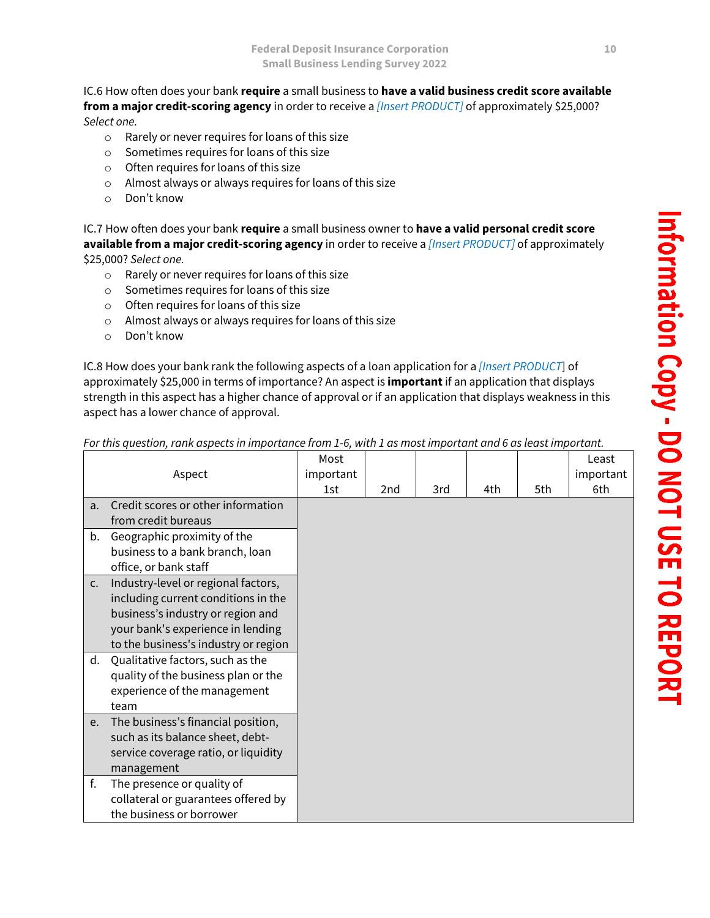IC.6 How often does your bank **require** a small business to **have a valid business credit score available from a major credit-scoring agency** in order to receive a *[Insert PRODUCT]* of approximately $25,000? *Select one.*

- Rarely or never requires for loans of this size
- Sometimes requires for loans of this size
- Often requires for loans of this size
- Almost always or always requires for loans of this size
- Don't know

IC.7 How often does your bank **require** a small business owner to **have a valid personal credit score available from a major credit-scoring agency** in order to receive a *[Insert PRODUCT]* of approximately $25,000? *Select one.*

- Rarely or never requires for loans of this size
- Sometimes requires for loans of this size
- Often requires for loans of this size
- Almost always or always requires for loans of this size
- Don't know

IC.8 How does your bank rank the following aspects of a loan application for a *[Insert PRODUCT]* of approximately $25,000 in terms of importance? An aspect is **important** if an application that displays strength in this aspect has a higher chance of approval or if an application that displays weakness in this aspect has a lower chance of approval.

*For this question, rank aspects in importance from 1-6, with 1 as most important and 6 as least important.*

| Aspect | Most important 1st | 2nd | 3rd | 4th | 5th | Least important 6th |
|---|---|---|---|---|---|---|
| a. Credit scores or other information from credit bureaus | | | | | | |
| b. Geographic proximity of the business to a bank branch, loan office, or bank staff | | | | | | |
| c. Industry-level or regional factors, including current conditions in the business's industry or region and your bank's experience in lending to the business's industry or region | | | | | | |
| d. Qualitative factors, such as the quality of the business plan or the experience of the management team | | | | | | |
| e. The business's financial position, such as its balance sheet, debt-service coverage ratio, or liquidity management | | | | | | |
| f. The presence or quality of collateral or guarantees offered by the business or borrower | | | | | | |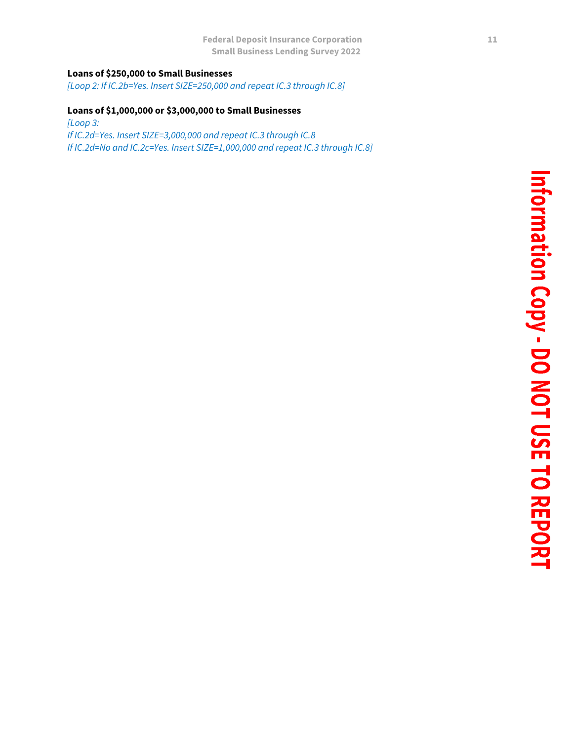**Loans of $250,000 to Small Businesses**

*[Loop 2: If IC.2b=Yes. Insert SIZE=250,000 and repeat IC.3 through IC.8]*

**Loans of $1,000,000 or $3,000,000 to Small Businesses**

*[Loop 3:*
*If IC.2d=Yes. Insert SIZE=3,000,000 and repeat IC.3 through IC.8*
*If IC.2d=No and IC.2c=Yes. Insert SIZE=1,000,000 and repeat IC.3 through IC.8]*

Information Copy - DO NOT USE TO REPORT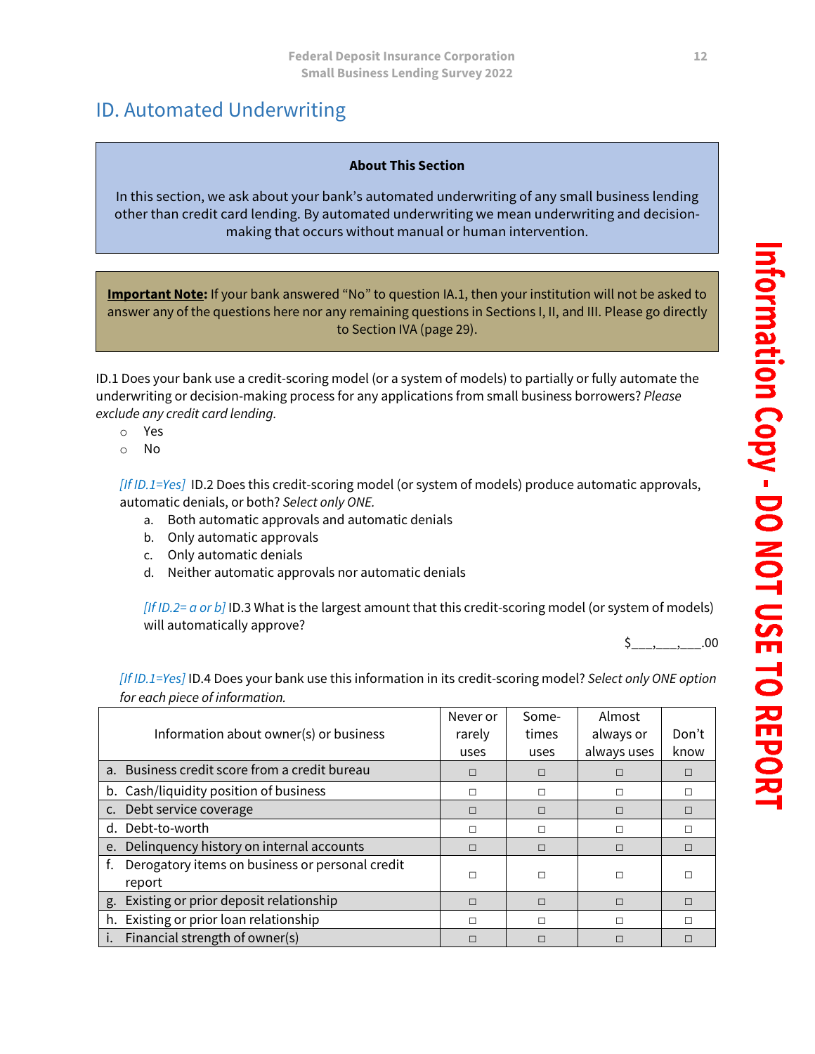## ID. Automated Underwriting

**About This Section**

In this section, we ask about your bank's automated underwriting of any small business lending other than credit card lending. By automated underwriting we mean underwriting and decision-making that occurs without manual or human intervention.

**Important Note:** If your bank answered "No" to question IA.1, then your institution will not be asked to answer any of the questions here nor any remaining questions in Sections I, II, and III. Please go directly to Section IVA (page 29).

ID.1 Does your bank use a credit-scoring model (or a system of models) to partially or fully automate the underwriting or decision-making process for any applications from small business borrowers? *Please exclude any credit card lending.*

- ○ Yes
- ○ No

*[If ID.1=Yes]* ID.2 Does this credit-scoring model (or system of models) produce automatic approvals, automatic denials, or both? *Select only ONE.*

a. Both automatic approvals and automatic denials
b. Only automatic approvals
c. Only automatic denials
d. Neither automatic approvals nor automatic denials

*[If ID.2= a or b]* ID.3 What is the largest amount that this credit-scoring model (or system of models) will automatically approve?

$___,___,___.00

*[If ID.1=Yes]* ID.4 Does your bank use this information in its credit-scoring model? *Select only ONE option for each piece of information.*

| Information about owner(s) or business | Never or rarely uses | Some-times uses | Almost always or always uses | Don't know |
|---|---|---|---|---|
| a. Business credit score from a credit bureau | ☐ | ☐ | ☐ | ☐ |
| b. Cash/liquidity position of business | ☐ | ☐ | ☐ | ☐ |
| c. Debt service coverage | ☐ | ☐ | ☐ | ☐ |
| d. Debt-to-worth | ☐ | ☐ | ☐ | ☐ |
| e. Delinquency history on internal accounts | ☐ | ☐ | ☐ | ☐ |
| f. Derogatory items on business or personal credit report | ☐ | ☐ | ☐ | ☐ |
| g. Existing or prior deposit relationship | ☐ | ☐ | ☐ | ☐ |
| h. Existing or prior loan relationship | ☐ | ☐ | ☐ | ☐ |
| i. Financial strength of owner(s) | ☐ | ☐ | ☐ | ☐ |

Information Copy - DO NOT USE TO REPORT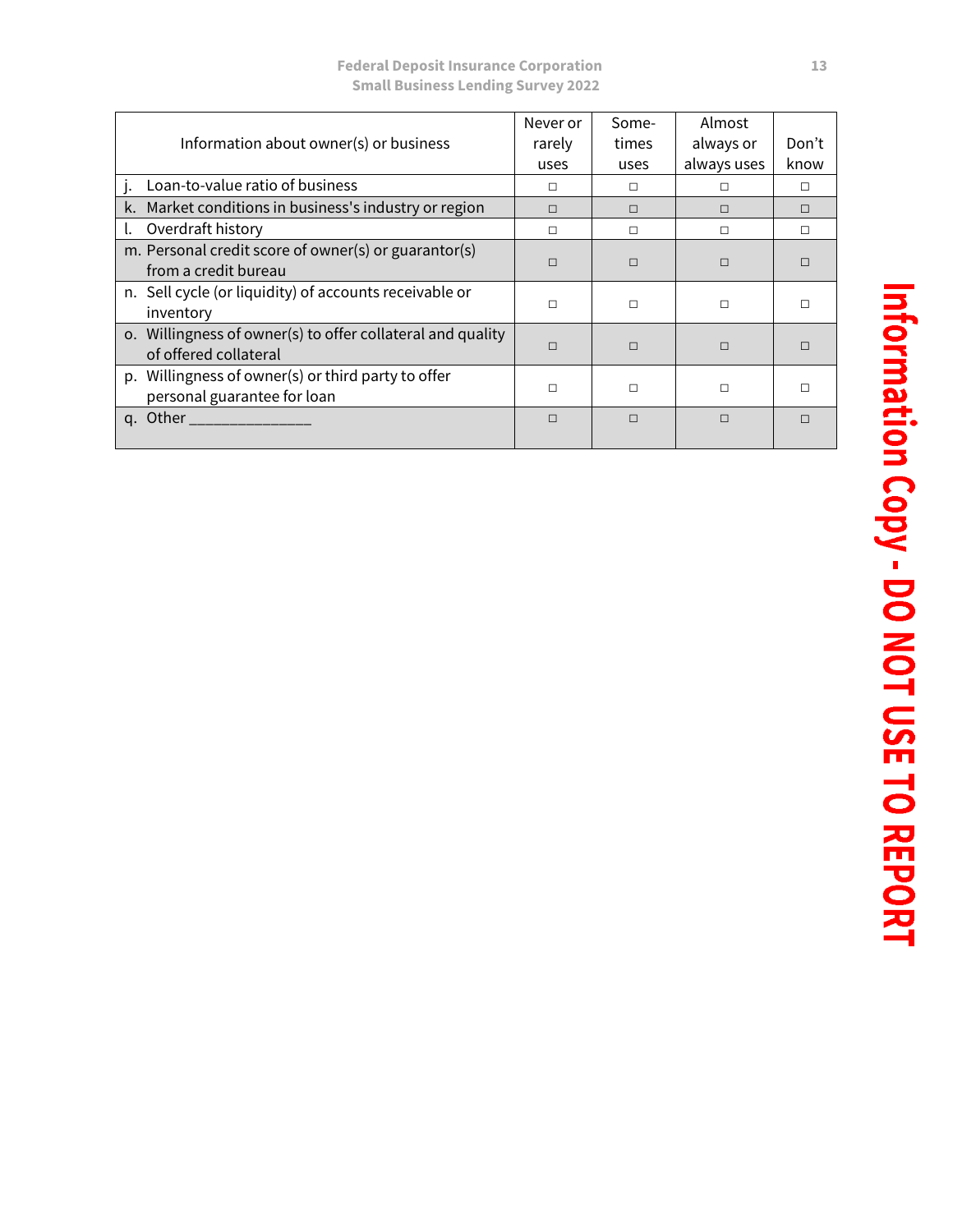| Information about owner(s) or business | Never or rarely uses | Some-times uses | Almost always or always uses | Don't know |
|---|---|---|---|---|
| j. Loan-to-value ratio of business | ☐ | ☐ | ☐ | ☐ |
| k. Market conditions in business's industry or region | ☐ | ☐ | ☐ | ☐ |
| l. Overdraft history | ☐ | ☐ | ☐ | ☐ |
| m. Personal credit score of owner(s) or guarantor(s) from a credit bureau | ☐ | ☐ | ☐ | ☐ |
| n. Sell cycle (or liquidity) of accounts receivable or inventory | ☐ | ☐ | ☐ | ☐ |
| o. Willingness of owner(s) to offer collateral and quality of offered collateral | ☐ | ☐ | ☐ | ☐ |
| p. Willingness of owner(s) or third party to offer personal guarantee for loan | ☐ | ☐ | ☐ | ☐ |
| q. Other _______________ | ☐ | ☐ | ☐ | ☐ |

Information Copy - DO NOT USE TO REPORT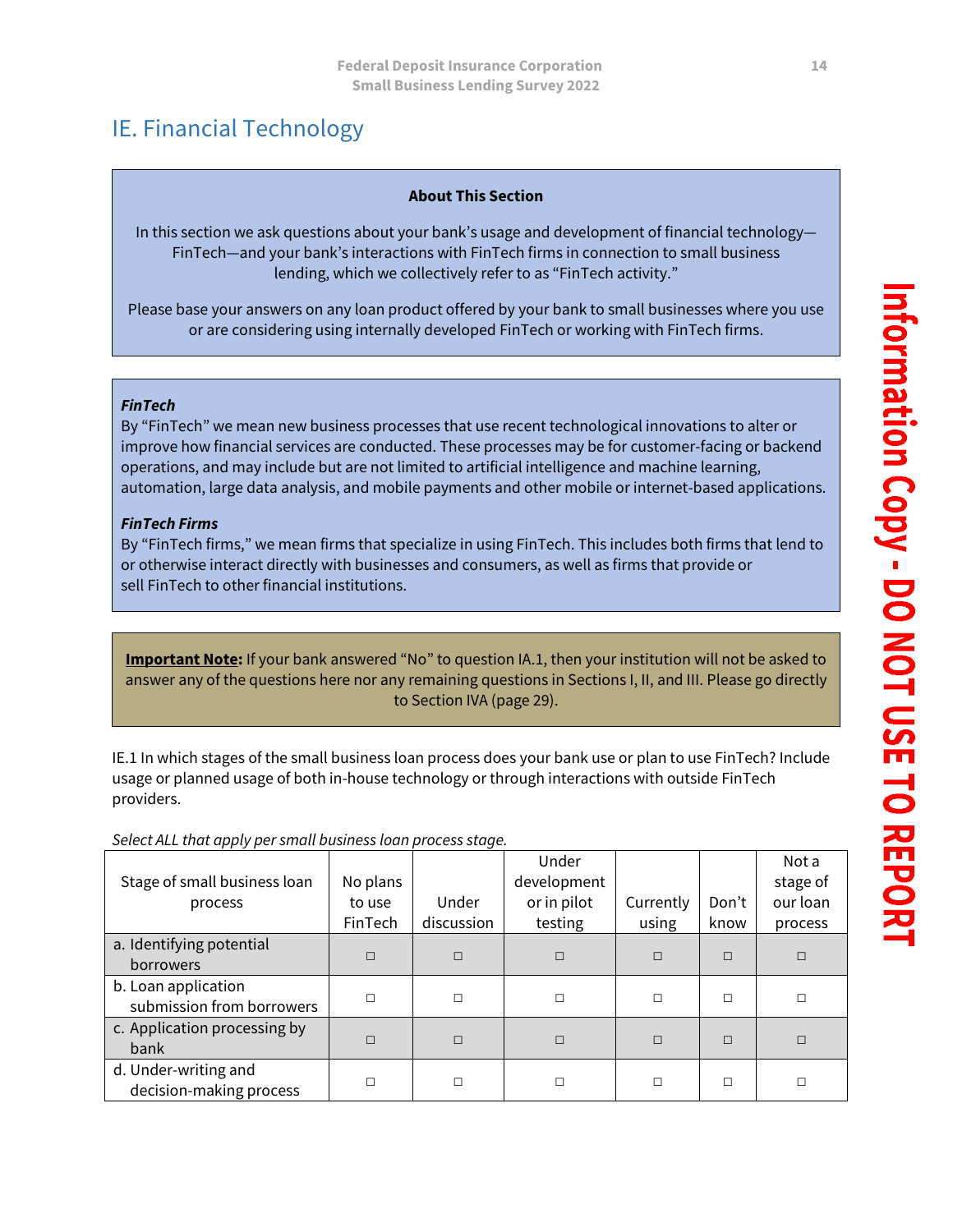## IE. Financial Technology

**About This Section**

In this section we ask questions about your bank's usage and development of financial technology—FinTech—and your bank's interactions with FinTech firms in connection to small business lending, which we collectively refer to as "FinTech activity."

Please base your answers on any loan product offered by your bank to small businesses where you use or are considering using internally developed FinTech or working with FinTech firms.

***FinTech***

By "FinTech" we mean new business processes that use recent technological innovations to alter or improve how financial services are conducted. These processes may be for customer-facing or backend operations, and may include but are not limited to artificial intelligence and machine learning, automation, large data analysis, and mobile payments and other mobile or internet-based applications.

***FinTech Firms***

By "FinTech firms," we mean firms that specialize in using FinTech. This includes both firms that lend to or otherwise interact directly with businesses and consumers, as well as firms that provide or sell FinTech to other financial institutions.

**Important Note:** If your bank answered "No" to question IA.1, then your institution will not be asked to answer any of the questions here nor any remaining questions in Sections I, II, and III. Please go directly to Section IVA (page 29).

IE.1 In which stages of the small business loan process does your bank use or plan to use FinTech? Include usage or planned usage of both in-house technology or through interactions with outside FinTech providers.

*Select ALL that apply per small business loan process stage.*

| Stage of small business loan process | No plans to use FinTech | Under discussion | Under development or in pilot testing | Currently using | Don't know | Not a stage of our loan process |
|---|---|---|---|---|---|---|
| a. Identifying potential borrowers | □ | □ | □ | □ | □ | □ |
| b. Loan application submission from borrowers | □ | □ | □ | □ | □ | □ |
| c. Application processing by bank | □ | □ | □ | □ | □ | □ |
| d. Under-writing and decision-making process | □ | □ | □ | □ | □ | □ |

Information Copy - DO NOT USE TO REPORT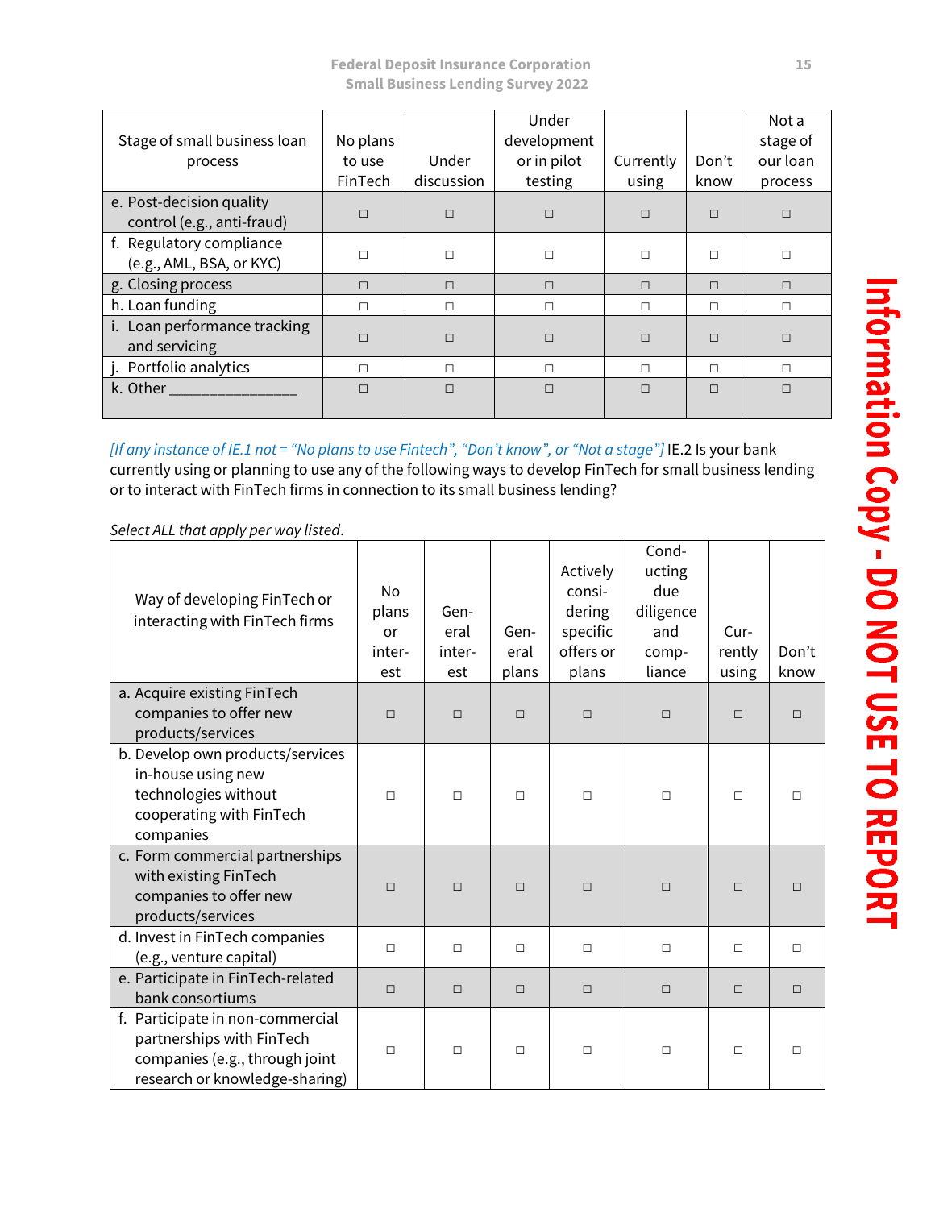| Stage of small business loan process | No plans to use FinTech | Under discussion | Under development or in pilot testing | Currently using | Don't know | Not a stage of our loan process |
|---|---|---|---|---|---|---|
| e. Post-decision quality control (e.g., anti-fraud) | ☐ | ☐ | ☐ | ☐ | ☐ | ☐ |
| f. Regulatory compliance (e.g., AML, BSA, or KYC) | ☐ | ☐ | ☐ | ☐ | ☐ | ☐ |
| g. Closing process | ☐ | ☐ | ☐ | ☐ | ☐ | ☐ |
| h. Loan funding | ☐ | ☐ | ☐ | ☐ | ☐ | ☐ |
| i. Loan performance tracking and servicing | ☐ | ☐ | ☐ | ☐ | ☐ | ☐ |
| j. Portfolio analytics | ☐ | ☐ | ☐ | ☐ | ☐ | ☐ |
| k. Other _______________ | ☐ | ☐ | ☐ | ☐ | ☐ | ☐ |

*[If any instance of IE.1 not = "No plans to use Fintech", "Don't know", or "Not a stage"]* IE.2 Is your bank currently using or planning to use any of the following ways to develop FinTech for small business lending or to interact with FinTech firms in connection to its small business lending?

*Select ALL that apply per way listed*.

| Way of developing FinTech or interacting with FinTech firms | No plans or interest | General interest | General plans | Actively considering specific offers or plans | Conducting due diligence and compliance | Currently using | Don't know |
|---|---|---|---|---|---|---|---|
| a. Acquire existing FinTech companies to offer new products/services | ☐ | ☐ | ☐ | ☐ | ☐ | ☐ | ☐ |
| b. Develop own products/services in-house using new technologies without cooperating with FinTech companies | ☐ | ☐ | ☐ | ☐ | ☐ | ☐ | ☐ |
| c. Form commercial partnerships with existing FinTech companies to offer new products/services | ☐ | ☐ | ☐ | ☐ | ☐ | ☐ | ☐ |
| d. Invest in FinTech companies (e.g., venture capital) | ☐ | ☐ | ☐ | ☐ | ☐ | ☐ | ☐ |
| e. Participate in FinTech-related bank consortiums | ☐ | ☐ | ☐ | ☐ | ☐ | ☐ | ☐ |
| f. Participate in non-commercial partnerships with FinTech companies (e.g., through joint research or knowledge-sharing) | ☐ | ☐ | ☐ | ☐ | ☐ | ☐ | ☐ |

Information Copy - DO NOT USE TO REPORT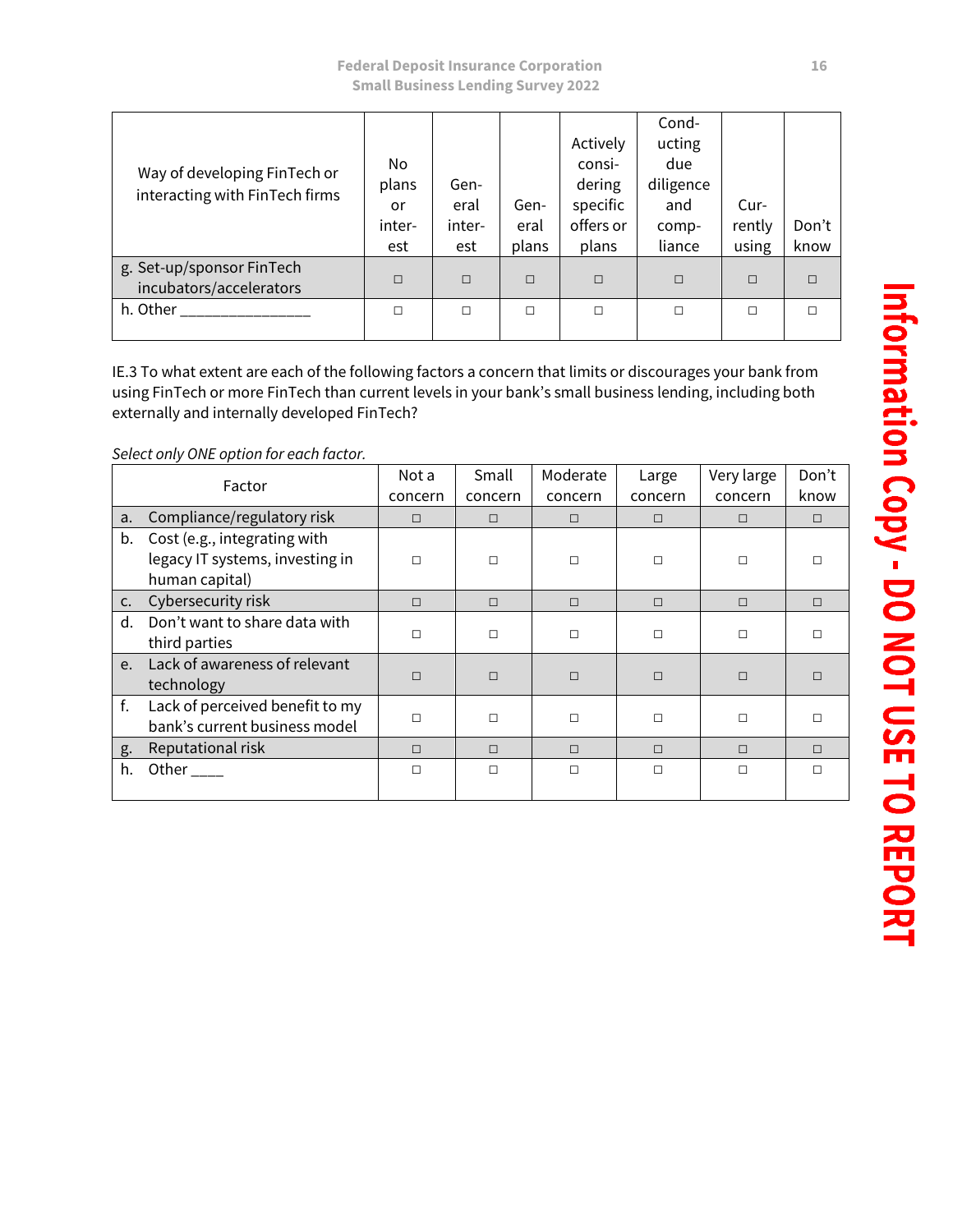| Way of developing FinTech or interacting with FinTech firms | No plans or interest | General interest | General plans | Actively considering specific offers or plans | Conducting due diligence and compliance | Currently using | Don't know |
|---|---|---|---|---|---|---|---|
| g. Set-up/sponsor FinTech incubators/accelerators | □ | □ | □ | □ | □ | □ | □ |
| h. Other _______________ | □ | □ | □ | □ | □ | □ | □ |

IE.3 To what extent are each of the following factors a concern that limits or discourages your bank from using FinTech or more FinTech than current levels in your bank's small business lending, including both externally and internally developed FinTech?

*Select only ONE option for each factor.*

| Factor | Not a concern | Small concern | Moderate concern | Large concern | Very large concern | Don't know |
|---|---|---|---|---|---|---|
| a. Compliance/regulatory risk | □ | □ | □ | □ | □ | □ |
| b. Cost (e.g., integrating with legacy IT systems, investing in human capital) | □ | □ | □ | □ | □ | □ |
| c. Cybersecurity risk | □ | □ | □ | □ | □ | □ |
| d. Don't want to share data with third parties | □ | □ | □ | □ | □ | □ |
| e. Lack of awareness of relevant technology | □ | □ | □ | □ | □ | □ |
| f. Lack of perceived benefit to my bank's current business model | □ | □ | □ | □ | □ | □ |
| g. Reputational risk | □ | □ | □ | □ | □ | □ |
| h. Other ____ | □ | □ | □ | □ | □ | □ |

Information Copy - DO NOT USE TO REPORT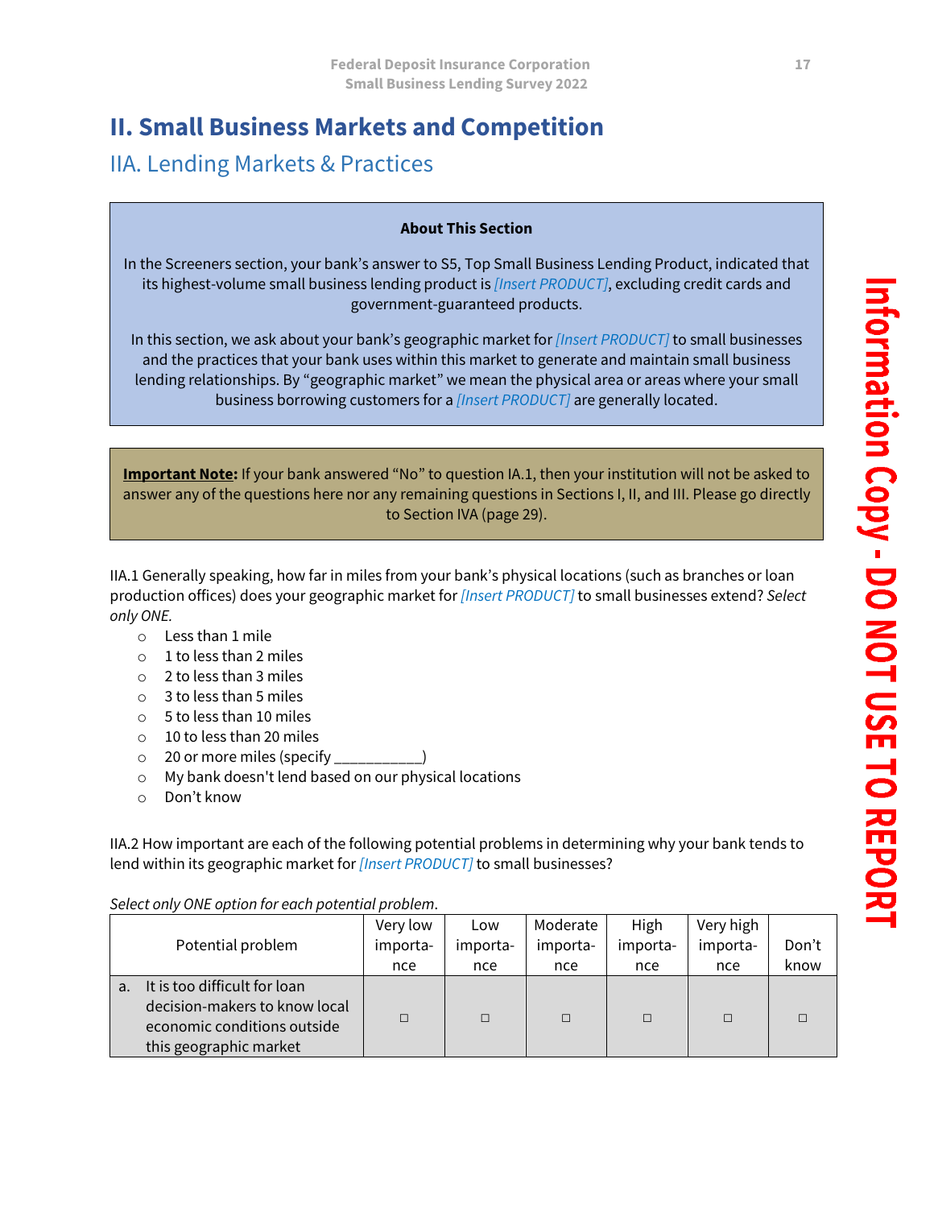# II. Small Business Markets and Competition

## IIA. Lending Markets & Practices

**About This Section**

In the Screeners section, your bank's answer to S5, Top Small Business Lending Product, indicated that its highest-volume small business lending product is *[Insert PRODUCT]*, excluding credit cards and government-guaranteed products.

In this section, we ask about your bank's geographic market for *[Insert PRODUCT]* to small businesses and the practices that your bank uses within this market to generate and maintain small business lending relationships. By "geographic market" we mean the physical area or areas where your small business borrowing customers for a *[Insert PRODUCT]* are generally located.

**Important Note:** If your bank answered "No" to question IA.1, then your institution will not be asked to answer any of the questions here nor any remaining questions in Sections I, II, and III. Please go directly to Section IVA (page 29).

IIA.1 Generally speaking, how far in miles from your bank's physical locations (such as branches or loan production offices) does your geographic market for *[Insert PRODUCT]* to small businesses extend? *Select only ONE.*

- ○ Less than 1 mile
- ○ 1 to less than 2 miles
- ○ 2 to less than 3 miles
- ○ 3 to less than 5 miles
- ○ 5 to less than 10 miles
- ○ 10 to less than 20 miles
- ○ 20 or more miles (specify ___________)
- ○ My bank doesn't lend based on our physical locations
- ○ Don't know

IIA.2 How important are each of the following potential problems in determining why your bank tends to lend within its geographic market for *[Insert PRODUCT]* to small businesses?

*Select only ONE option for each potential problem.*

| Potential problem | Very low importance | Low importance | Moderate importance | High importance | Very high importance | Don't know |
|---|---|---|---|---|---|---|
| a. It is too difficult for loan decision-makers to know local economic conditions outside this geographic market | ◻ | ◻ | ◻ | ◻ | ◻ | ◻ |

Information Copy - DO NOT USE TO REPORT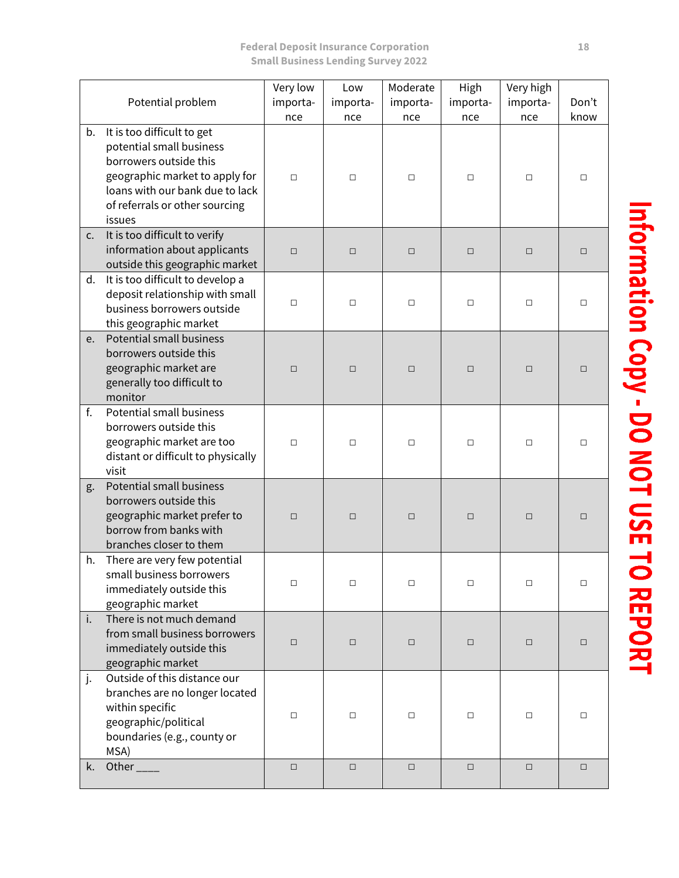| Potential problem | Very low importance | Low importance | Moderate importance | High importance | Very high importance | Don't know |
|---|---|---|---|---|---|---|
| b. It is too difficult to get potential small business borrowers outside this geographic market to apply for loans with our bank due to lack of referrals or other sourcing issues | ☐ | ☐ | ☐ | ☐ | ☐ | ☐ |
| c. It is too difficult to verify information about applicants outside this geographic market | ☐ | ☐ | ☐ | ☐ | ☐ | ☐ |
| d. It is too difficult to develop a deposit relationship with small business borrowers outside this geographic market | ☐ | ☐ | ☐ | ☐ | ☐ | ☐ |
| e. Potential small business borrowers outside this geographic market are generally too difficult to monitor | ☐ | ☐ | ☐ | ☐ | ☐ | ☐ |
| f. Potential small business borrowers outside this geographic market are too distant or difficult to physically visit | ☐ | ☐ | ☐ | ☐ | ☐ | ☐ |
| g. Potential small business borrowers outside this geographic market prefer to borrow from banks with branches closer to them | ☐ | ☐ | ☐ | ☐ | ☐ | ☐ |
| h. There are very few potential small business borrowers immediately outside this geographic market | ☐ | ☐ | ☐ | ☐ | ☐ | ☐ |
| i. There is not much demand from small business borrowers immediately outside this geographic market | ☐ | ☐ | ☐ | ☐ | ☐ | ☐ |
| j. Outside of this distance our branches are no longer located within specific geographic/political boundaries (e.g., county or MSA) | ☐ | ☐ | ☐ | ☐ | ☐ | ☐ |
| k. Other ____ | ☐ | ☐ | ☐ | ☐ | ☐ | ☐ |

Information Copy - DO NOT USE TO REPORT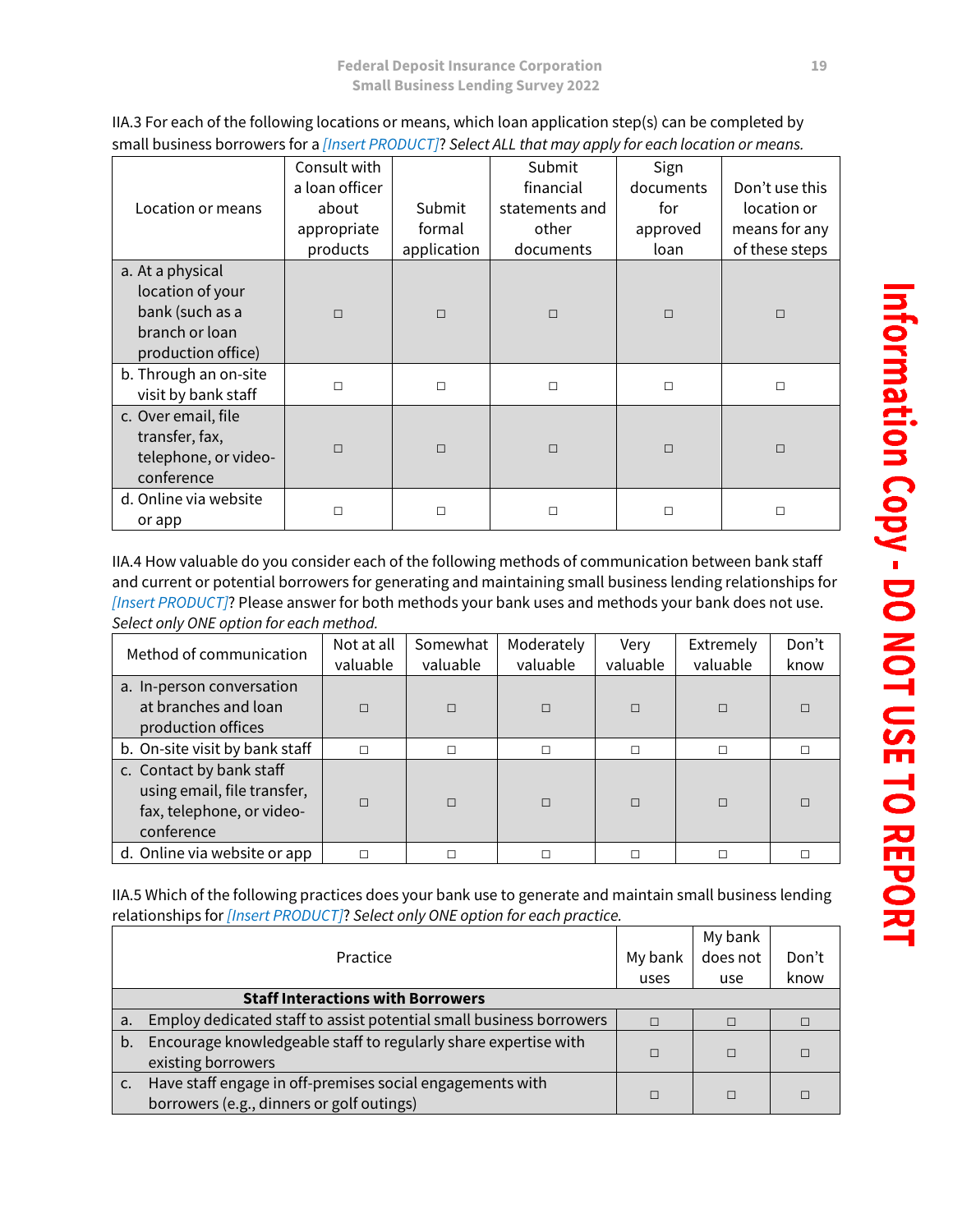IIA.3 For each of the following locations or means, which loan application step(s) can be completed by small business borrowers for a *[Insert PRODUCT]*? *Select ALL that may apply for each location or means.*

| Location or means | Consult with a loan officer about appropriate products | Submit formal application | Submit financial statements and other documents | Sign documents for approved loan | Don't use this location or means for any of these steps |
|---|---|---|---|---|---|
| a. At a physical location of your bank (such as a branch or loan production office) | ☐ | ☐ | ☐ | ☐ | ☐ |
| b. Through an on-site visit by bank staff | ☐ | ☐ | ☐ | ☐ | ☐ |
| c. Over email, file transfer, fax, telephone, or video-conference | ☐ | ☐ | ☐ | ☐ | ☐ |
| d. Online via website or app | ☐ | ☐ | ☐ | ☐ | ☐ |

IIA.4 How valuable do you consider each of the following methods of communication between bank staff and current or potential borrowers for generating and maintaining small business lending relationships for *[Insert PRODUCT]*? Please answer for both methods your bank uses and methods your bank does not use. *Select only ONE option for each method.*

| Method of communication | Not at all valuable | Somewhat valuable | Moderately valuable | Very valuable | Extremely valuable | Don't know |
|---|---|---|---|---|---|---|
| a. In-person conversation at branches and loan production offices | ☐ | ☐ | ☐ | ☐ | ☐ | ☐ |
| b. On-site visit by bank staff | ☐ | ☐ | ☐ | ☐ | ☐ | ☐ |
| c. Contact by bank staff using email, file transfer, fax, telephone, or video-conference | ☐ | ☐ | ☐ | ☐ | ☐ | ☐ |
| d. Online via website or app | ☐ | ☐ | ☐ | ☐ | ☐ | ☐ |

IIA.5 Which of the following practices does your bank use to generate and maintain small business lending relationships for *[Insert PRODUCT]*? *Select only ONE option for each practice.*

| Practice | My bank uses | My bank does not use | Don't know |
|---|---|---|---|
| **Staff Interactions with Borrowers** | | | |
| a. Employ dedicated staff to assist potential small business borrowers | ☐ | ☐ | ☐ |
| b. Encourage knowledgeable staff to regularly share expertise with existing borrowers | ☐ | ☐ | ☐ |
| c. Have staff engage in off-premises social engagements with borrowers (e.g., dinners or golf outings) | ☐ | ☐ | ☐ |

Information Copy - DO NOT USE TO REPORT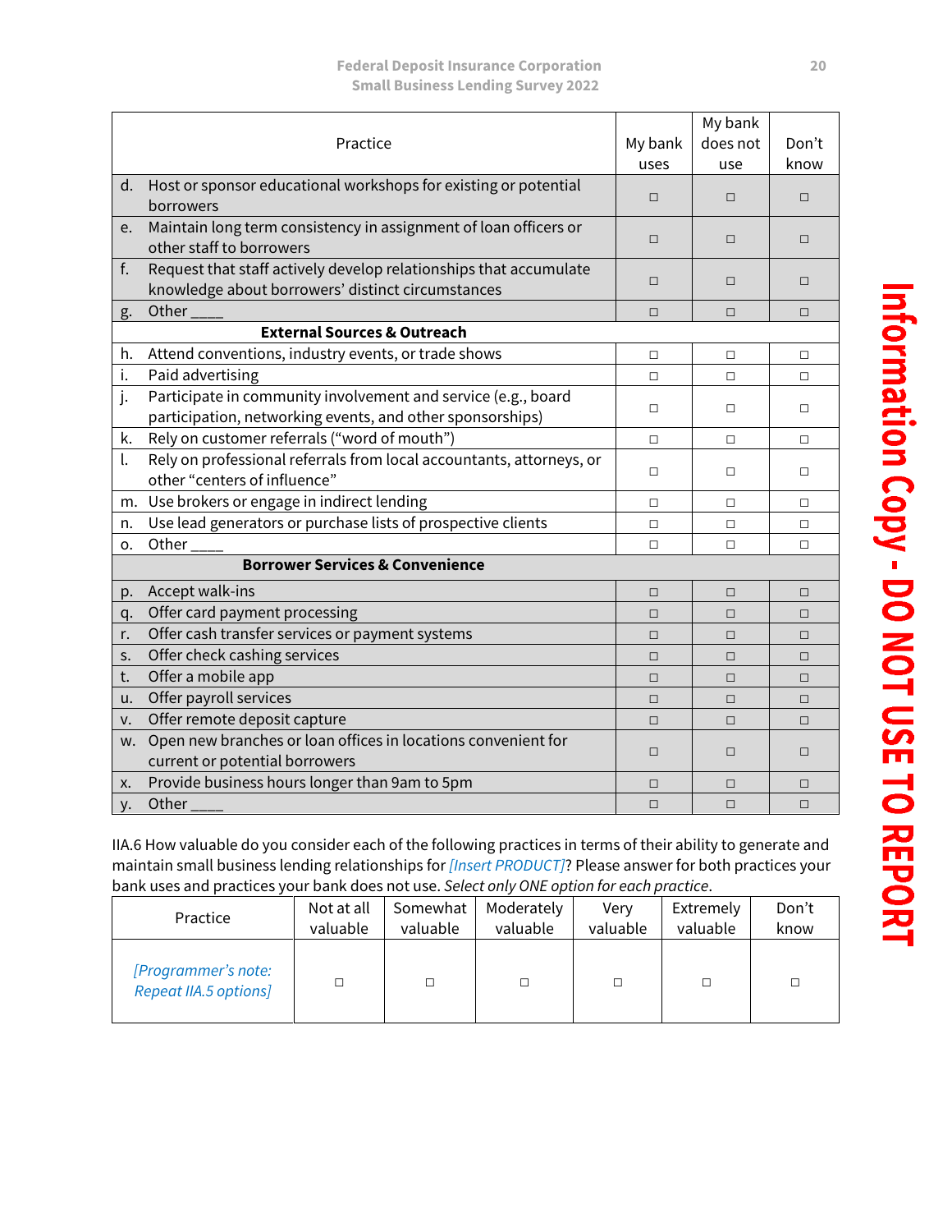| Practice | My bank uses | My bank does not use | Don't know |
|---|---|---|---|
| d. Host or sponsor educational workshops for existing or potential borrowers | □ | □ | □ |
| e. Maintain long term consistency in assignment of loan officers or other staff to borrowers | □ | □ | □ |
| f. Request that staff actively develop relationships that accumulate knowledge about borrowers' distinct circumstances | □ | □ | □ |
| g. Other ____ | □ | □ | □ |
| **External Sources & Outreach** | | | |
| h. Attend conventions, industry events, or trade shows | □ | □ | □ |
| i. Paid advertising | □ | □ | □ |
| j. Participate in community involvement and service (e.g., board participation, networking events, and other sponsorships) | □ | □ | □ |
| k. Rely on customer referrals ("word of mouth") | □ | □ | □ |
| l. Rely on professional referrals from local accountants, attorneys, or other "centers of influence" | □ | □ | □ |
| m. Use brokers or engage in indirect lending | □ | □ | □ |
| n. Use lead generators or purchase lists of prospective clients | □ | □ | □ |
| o. Other ____ | □ | □ | □ |
| **Borrower Services & Convenience** | | | |
| p. Accept walk-ins | □ | □ | □ |
| q. Offer card payment processing | □ | □ | □ |
| r. Offer cash transfer services or payment systems | □ | □ | □ |
| s. Offer check cashing services | □ | □ | □ |
| t. Offer a mobile app | □ | □ | □ |
| u. Offer payroll services | □ | □ | □ |
| v. Offer remote deposit capture | □ | □ | □ |
| w. Open new branches or loan offices in locations convenient for current or potential borrowers | □ | □ | □ |
| x. Provide business hours longer than 9am to 5pm | □ | □ | □ |
| y. Other ____ | □ | □ | □ |

IIA.6 How valuable do you consider each of the following practices in terms of their ability to generate and maintain small business lending relationships for *[Insert PRODUCT]*? Please answer for both practices your bank uses and practices your bank does not use. *Select only ONE option for each practice*.

| Practice | Not at all valuable | Somewhat valuable | Moderately valuable | Very valuable | Extremely valuable | Don't know |
|---|---|---|---|---|---|---|
| *[Programmer's note: Repeat IIA.5 options]* | □ | □ | □ | □ | □ | □ |

Information Copy - DO NOT USE TO REPORT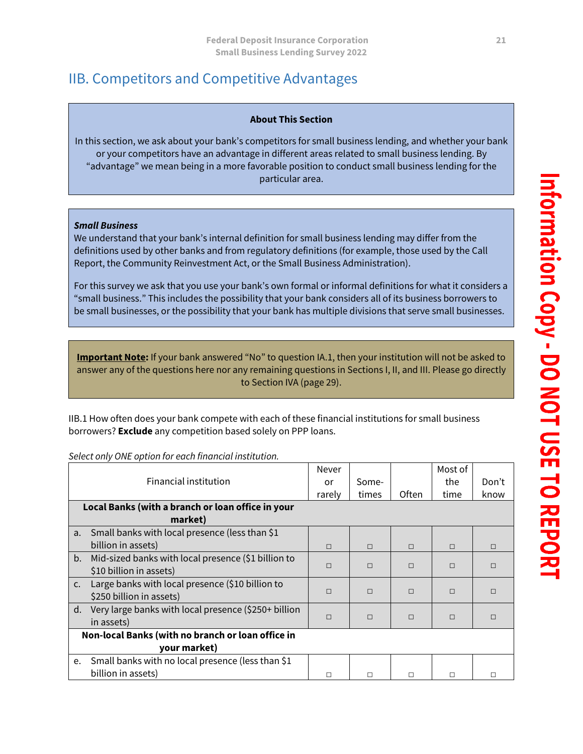## IIB. Competitors and Competitive Advantages

**About This Section**

In this section, we ask about your bank's competitors for small business lending, and whether your bank or your competitors have an advantage in different areas related to small business lending. By "advantage" we mean being in a more favorable position to conduct small business lending for the particular area.

***Small Business***

We understand that your bank's internal definition for small business lending may differ from the definitions used by other banks and from regulatory definitions (for example, those used by the Call Report, the Community Reinvestment Act, or the Small Business Administration).

For this survey we ask that you use your bank's own formal or informal definitions for what it considers a "small business." This includes the possibility that your bank considers all of its business borrowers to be small businesses, or the possibility that your bank has multiple divisions that serve small businesses.

**Important Note:** If your bank answered "No" to question IA.1, then your institution will not be asked to answer any of the questions here nor any remaining questions in Sections I, II, and III. Please go directly to Section IVA (page 29).

IIB.1 How often does your bank compete with each of these financial institutions for small business borrowers? **Exclude** any competition based solely on PPP loans.

*Select only ONE option for each financial institution.*

| Financial institution | Never or rarely | Some-times | Often | Most of the time | Don't know |
|---|---|---|---|---|---|
| **Local Banks (with a branch or loan office in your market)** | | | | | |
| a. Small banks with local presence (less than $1 billion in assets) | ☐ | ☐ | ☐ | ☐ | ☐ |
| b. Mid-sized banks with local presence ($1 billion to $10 billion in assets) | ☐ | ☐ | ☐ | ☐ | ☐ |
| c. Large banks with local presence ($10 billion to $250 billion in assets) | ☐ | ☐ | ☐ | ☐ | ☐ |
| d. Very large banks with local presence ($250+ billion in assets) | ☐ | ☐ | ☐ | ☐ | ☐ |
| **Non-local Banks (with no branch or loan office in your market)** | | | | | |
| e. Small banks with no local presence (less than $1 billion in assets) | ☐ | ☐ | ☐ | ☐ | ☐ |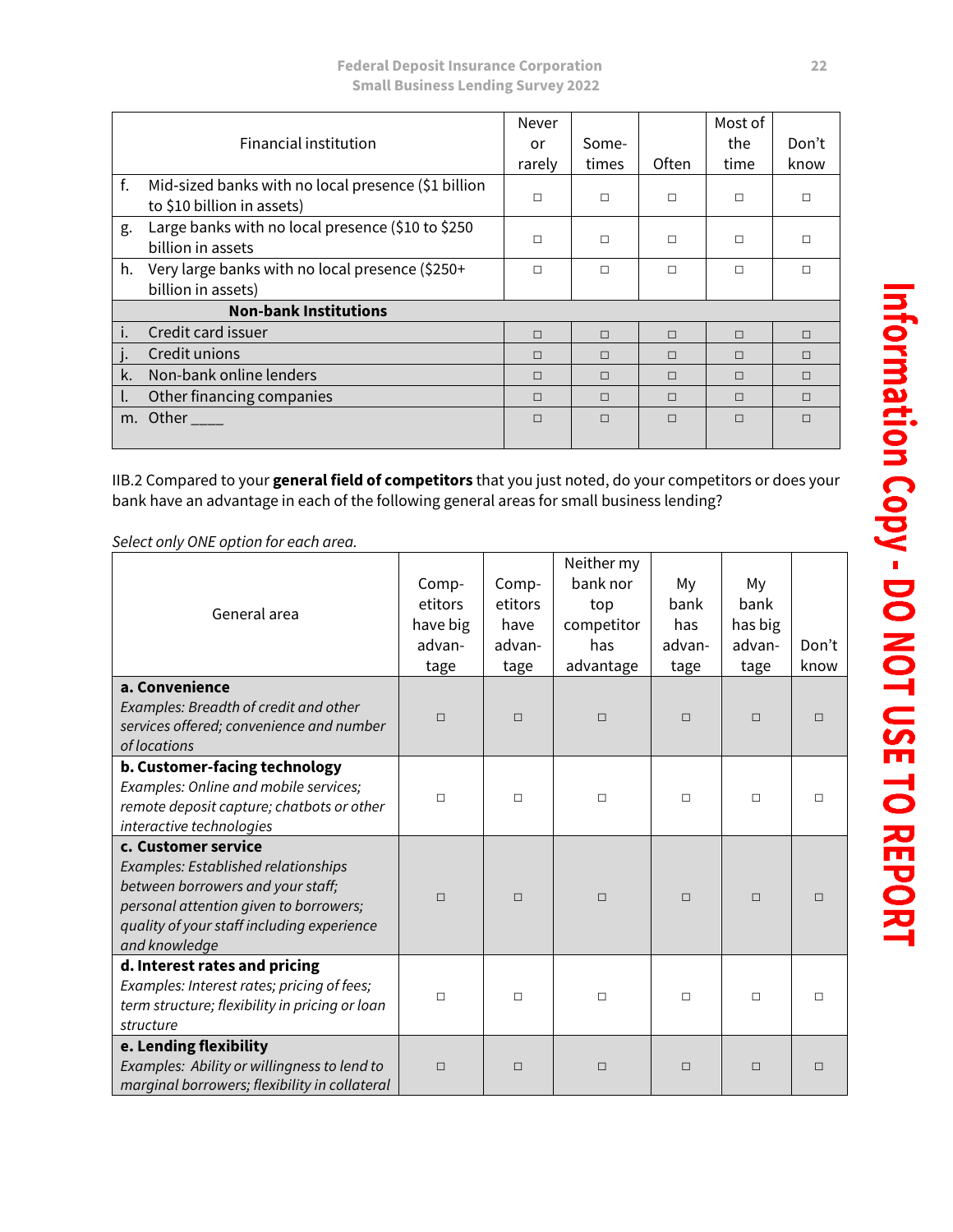| Financial institution | Never or rarely | Some-times | Often | Most of the time | Don't know |
|---|---|---|---|---|---|
| f. Mid-sized banks with no local presence ($1 billion to $10 billion in assets) | ☐ | ☐ | ☐ | ☐ | ☐ |
| g. Large banks with no local presence ($10 to $250 billion in assets | ☐ | ☐ | ☐ | ☐ | ☐ |
| h. Very large banks with no local presence ($250+ billion in assets) | ☐ | ☐ | ☐ | ☐ | ☐ |
| **Non-bank Institutions** | | | | | |
| i. Credit card issuer | ☐ | ☐ | ☐ | ☐ | ☐ |
| j. Credit unions | ☐ | ☐ | ☐ | ☐ | ☐ |
| k. Non-bank online lenders | ☐ | ☐ | ☐ | ☐ | ☐ |
| l. Other financing companies | ☐ | ☐ | ☐ | ☐ | ☐ |
| m. Other ____ | ☐ | ☐ | ☐ | ☐ | ☐ |

IIB.2 Compared to your **general field of competitors** that you just noted, do your competitors or does your bank have an advantage in each of the following general areas for small business lending?

*Select only ONE option for each area.*

| General area | Comp-etitors have big advan-tage | Comp-etitors have advan-tage | Neither my bank nor top competitor has advantage | My bank has advan-tage | My bank has big advan-tage | Don't know |
|---|---|---|---|---|---|---|
| **a. Convenience** *Examples: Breadth of credit and other services offered; convenience and number of locations* | ☐ | ☐ | ☐ | ☐ | ☐ | ☐ |
| **b. Customer-facing technology** *Examples: Online and mobile services; remote deposit capture; chatbots or other interactive technologies* | ☐ | ☐ | ☐ | ☐ | ☐ | ☐ |
| **c. Customer service** *Examples: Established relationships between borrowers and your staff; personal attention given to borrowers; quality of your staff including experience and knowledge* | ☐ | ☐ | ☐ | ☐ | ☐ | ☐ |
| **d. Interest rates and pricing** *Examples: Interest rates; pricing of fees; term structure; flexibility in pricing or loan structure* | ☐ | ☐ | ☐ | ☐ | ☐ | ☐ |
| **e. Lending flexibility** *Examples: Ability or willingness to lend to marginal borrowers; flexibility in collateral* | ☐ | ☐ | ☐ | ☐ | ☐ | ☐ |

Information Copy - DO NOT USE TO REPORT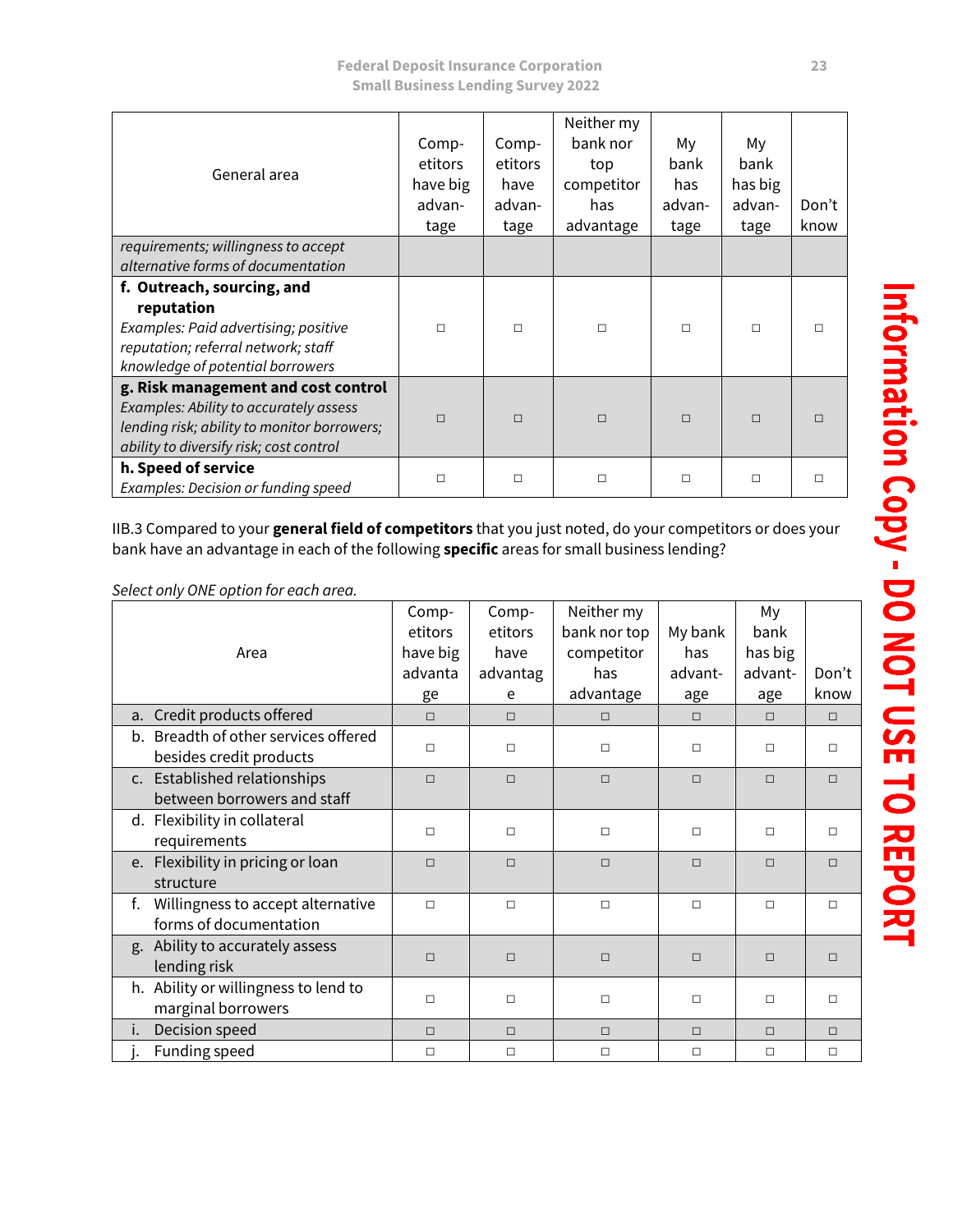| General area | Competitors have big advantage | Competitors have advantage | Neither my bank nor top competitor has advantage | My bank has advantage | My bank has big advantage | Don't know |
|---|---|---|---|---|---|---|
| *requirements; willingness to accept alternative forms of documentation* | | | | | | |
| **f. Outreach, sourcing, and reputation** *Examples: Paid advertising; positive reputation; referral network; staff knowledge of potential borrowers* | □ | □ | □ | □ | □ | □ |
| **g. Risk management and cost control** *Examples: Ability to accurately assess lending risk; ability to monitor borrowers; ability to diversify risk; cost control* | □ | □ | □ | □ | □ | □ |
| **h. Speed of service** *Examples: Decision or funding speed* | □ | □ | □ | □ | □ | □ |

IIB.3 Compared to your **general field of competitors** that you just noted, do your competitors or does your bank have an advantage in each of the following **specific** areas for small business lending?

*Select only ONE option for each area.*

| Area | Competitors have big advantage | Competitors have advantage | Neither my bank nor top competitor has advantage | My bank has advantage | My bank has big advantage | Don't know |
|---|---|---|---|---|---|---|
| a. Credit products offered | □ | □ | □ | □ | □ | □ |
| b. Breadth of other services offered besides credit products | □ | □ | □ | □ | □ | □ |
| c. Established relationships between borrowers and staff | □ | □ | □ | □ | □ | □ |
| d. Flexibility in collateral requirements | □ | □ | □ | □ | □ | □ |
| e. Flexibility in pricing or loan structure | □ | □ | □ | □ | □ | □ |
| f. Willingness to accept alternative forms of documentation | □ | □ | □ | □ | □ | □ |
| g. Ability to accurately assess lending risk | □ | □ | □ | □ | □ | □ |
| h. Ability or willingness to lend to marginal borrowers | □ | □ | □ | □ | □ | □ |
| i. Decision speed | □ | □ | □ | □ | □ | □ |
| j. Funding speed | □ | □ | □ | □ | □ | □ |

Information Copy - DO NOT USE TO REPORT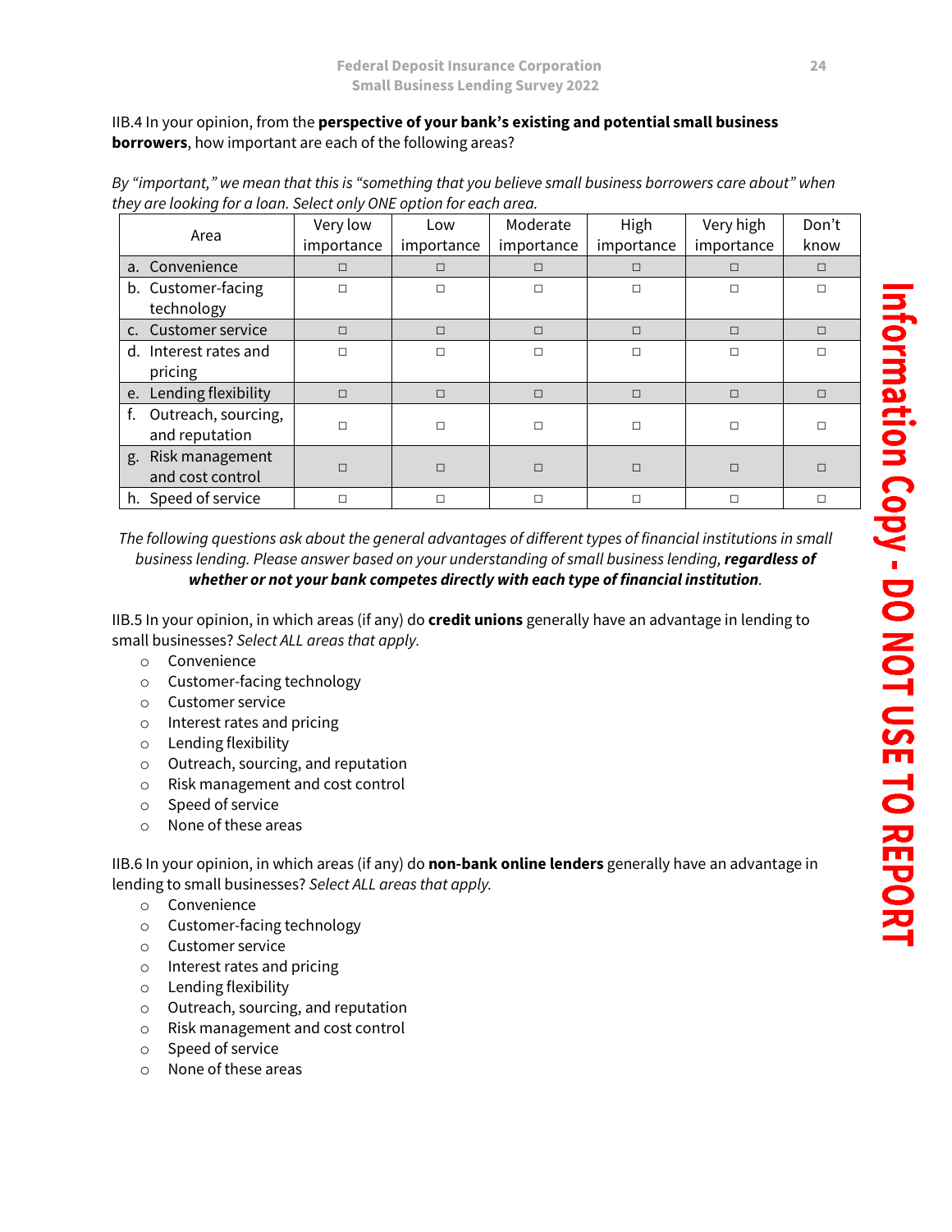IIB.4 In your opinion, from the **perspective of your bank's existing and potential small business borrowers**, how important are each of the following areas?

*By "important," we mean that this is "something that you believe small business borrowers care about" when they are looking for a loan. Select only ONE option for each area.*

| Area | Very low importance | Low importance | Moderate importance | High importance | Very high importance | Don't know |
|---|---|---|---|---|---|---|
| a. Convenience | □ | □ | □ | □ | □ | □ |
| b. Customer-facing technology | □ | □ | □ | □ | □ | □ |
| c. Customer service | □ | □ | □ | □ | □ | □ |
| d. Interest rates and pricing | □ | □ | □ | □ | □ | □ |
| e. Lending flexibility | □ | □ | □ | □ | □ | □ |
| f. Outreach, sourcing, and reputation | □ | □ | □ | □ | □ | □ |
| g. Risk management and cost control | □ | □ | □ | □ | □ | □ |
| h. Speed of service | □ | □ | □ | □ | □ | □ |

*The following questions ask about the general advantages of different types of financial institutions in small business lending. Please answer based on your understanding of small business lending,* ***regardless of whether or not your bank competes directly with each type of financial institution****.*

IIB.5 In your opinion, in which areas (if any) do **credit unions** generally have an advantage in lending to small businesses? *Select ALL areas that apply.*

- Convenience
- Customer-facing technology
- Customer service
- Interest rates and pricing
- Lending flexibility
- Outreach, sourcing, and reputation
- Risk management and cost control
- Speed of service
- None of these areas

IIB.6 In your opinion, in which areas (if any) do **non-bank online lenders** generally have an advantage in lending to small businesses? *Select ALL areas that apply.*

- Convenience
- Customer-facing technology
- Customer service
- Interest rates and pricing
- Lending flexibility
- Outreach, sourcing, and reputation
- Risk management and cost control
- Speed of service
- None of these areas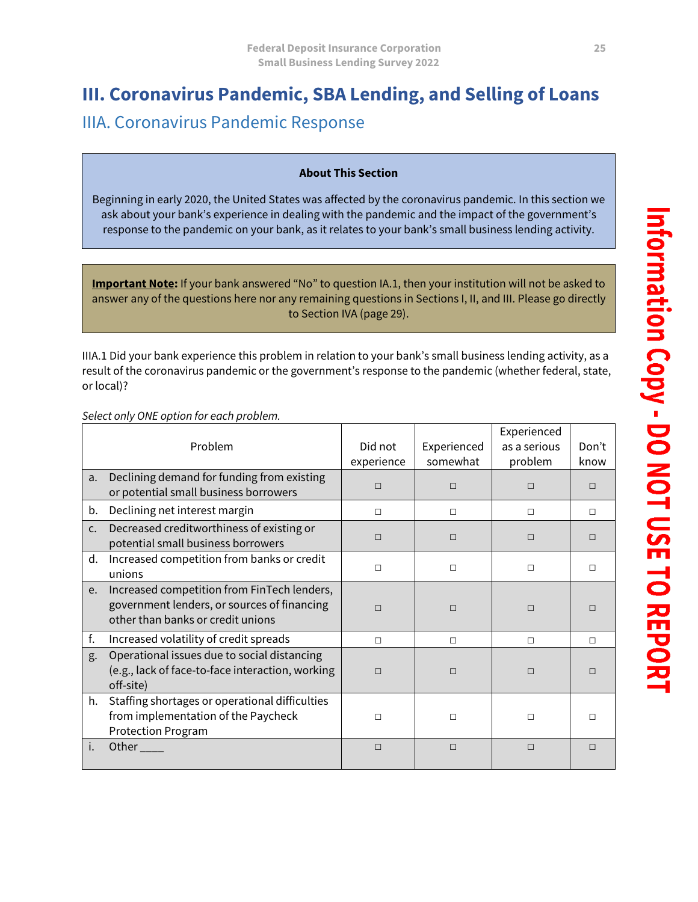# III. Coronavirus Pandemic, SBA Lending, and Selling of Loans

## IIIA. Coronavirus Pandemic Response

**About This Section**

Beginning in early 2020, the United States was affected by the coronavirus pandemic. In this section we ask about your bank's experience in dealing with the pandemic and the impact of the government's response to the pandemic on your bank, as it relates to your bank's small business lending activity.

**Important Note:** If your bank answered "No" to question IA.1, then your institution will not be asked to answer any of the questions here nor any remaining questions in Sections I, II, and III. Please go directly to Section IVA (page 29).

IIIA.1 Did your bank experience this problem in relation to your bank's small business lending activity, as a result of the coronavirus pandemic or the government's response to the pandemic (whether federal, state, or local)?

*Select only ONE option for each problem.*

| Problem | Did not experience | Experienced somewhat | Experienced as a serious problem | Don't know |
|---|---|---|---|---|
| a. Declining demand for funding from existing or potential small business borrowers | ☐ | ☐ | ☐ | ☐ |
| b. Declining net interest margin | ☐ | ☐ | ☐ | ☐ |
| c. Decreased creditworthiness of existing or potential small business borrowers | ☐ | ☐ | ☐ | ☐ |
| d. Increased competition from banks or credit unions | ☐ | ☐ | ☐ | ☐ |
| e. Increased competition from FinTech lenders, government lenders, or sources of financing other than banks or credit unions | ☐ | ☐ | ☐ | ☐ |
| f. Increased volatility of credit spreads | ☐ | ☐ | ☐ | ☐ |
| g. Operational issues due to social distancing (e.g., lack of face-to-face interaction, working off-site) | ☐ | ☐ | ☐ | ☐ |
| h. Staffing shortages or operational difficulties from implementation of the Paycheck Protection Program | ☐ | ☐ | ☐ | ☐ |
| i. Other ____ | ☐ | ☐ | ☐ | ☐ |

Information Copy - DO NOT USE TO REPORT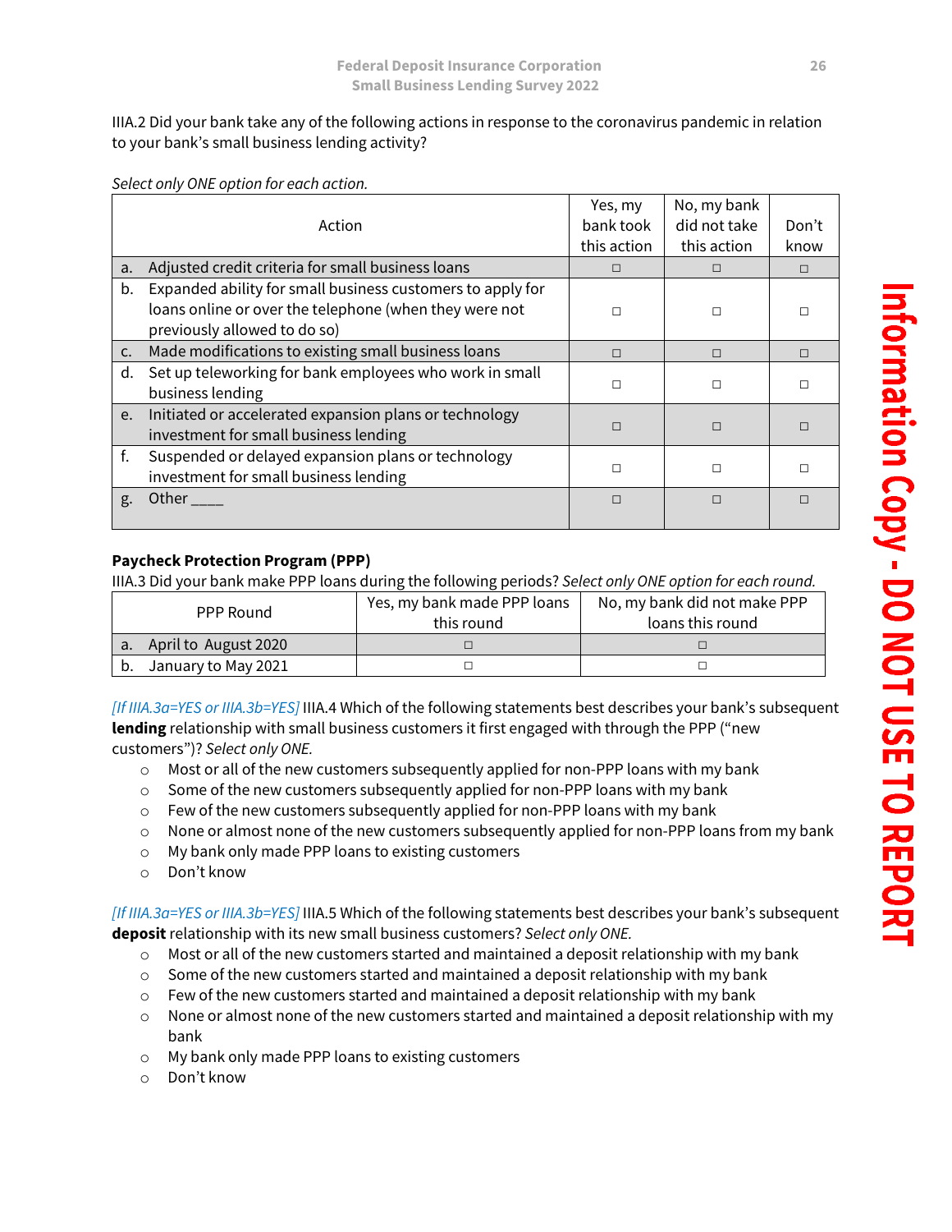IIIA.2 Did your bank take any of the following actions in response to the coronavirus pandemic in relation to your bank's small business lending activity?

*Select only ONE option for each action.*

| Action | Yes, my bank took this action | No, my bank did not take this action | Don't know |
|---|---|---|---|
| a. Adjusted credit criteria for small business loans | □ | □ | □ |
| b. Expanded ability for small business customers to apply for loans online or over the telephone (when they were not previously allowed to do so) | □ | □ | □ |
| c. Made modifications to existing small business loans | □ | □ | □ |
| d. Set up teleworking for bank employees who work in small business lending | □ | □ | □ |
| e. Initiated or accelerated expansion plans or technology investment for small business lending | □ | □ | □ |
| f. Suspended or delayed expansion plans or technology investment for small business lending | □ | □ | □ |
| g. Other ____ | □ | □ | □ |

**Paycheck Protection Program (PPP)**

IIIA.3 Did your bank make PPP loans during the following periods? *Select only ONE option for each round.*

| PPP Round | Yes, my bank made PPP loans this round | No, my bank did not make PPP loans this round |
|---|---|---|
| a. April to August 2020 | □ | □ |
| b. January to May 2021 | □ | □ |

*[If IIIA.3a=YES or IIIA.3b=YES]* IIIA.4 Which of the following statements best describes your bank's subsequent **lending** relationship with small business customers it first engaged with through the PPP ("new customers")? *Select only ONE.*

- ○ Most or all of the new customers subsequently applied for non-PPP loans with my bank
- ○ Some of the new customers subsequently applied for non-PPP loans with my bank
- ○ Few of the new customers subsequently applied for non-PPP loans with my bank
- ○ None or almost none of the new customers subsequently applied for non-PPP loans from my bank
- ○ My bank only made PPP loans to existing customers
- ○ Don't know

*[If IIIA.3a=YES or IIIA.3b=YES]* IIIA.5 Which of the following statements best describes your bank's subsequent **deposit** relationship with its new small business customers? *Select only ONE.*

- ○ Most or all of the new customers started and maintained a deposit relationship with my bank
- ○ Some of the new customers started and maintained a deposit relationship with my bank
- ○ Few of the new customers started and maintained a deposit relationship with my bank
- ○ None or almost none of the new customers started and maintained a deposit relationship with my bank
- ○ My bank only made PPP loans to existing customers
- ○ Don't know

Information Copy - DO NOT USE TO REPORT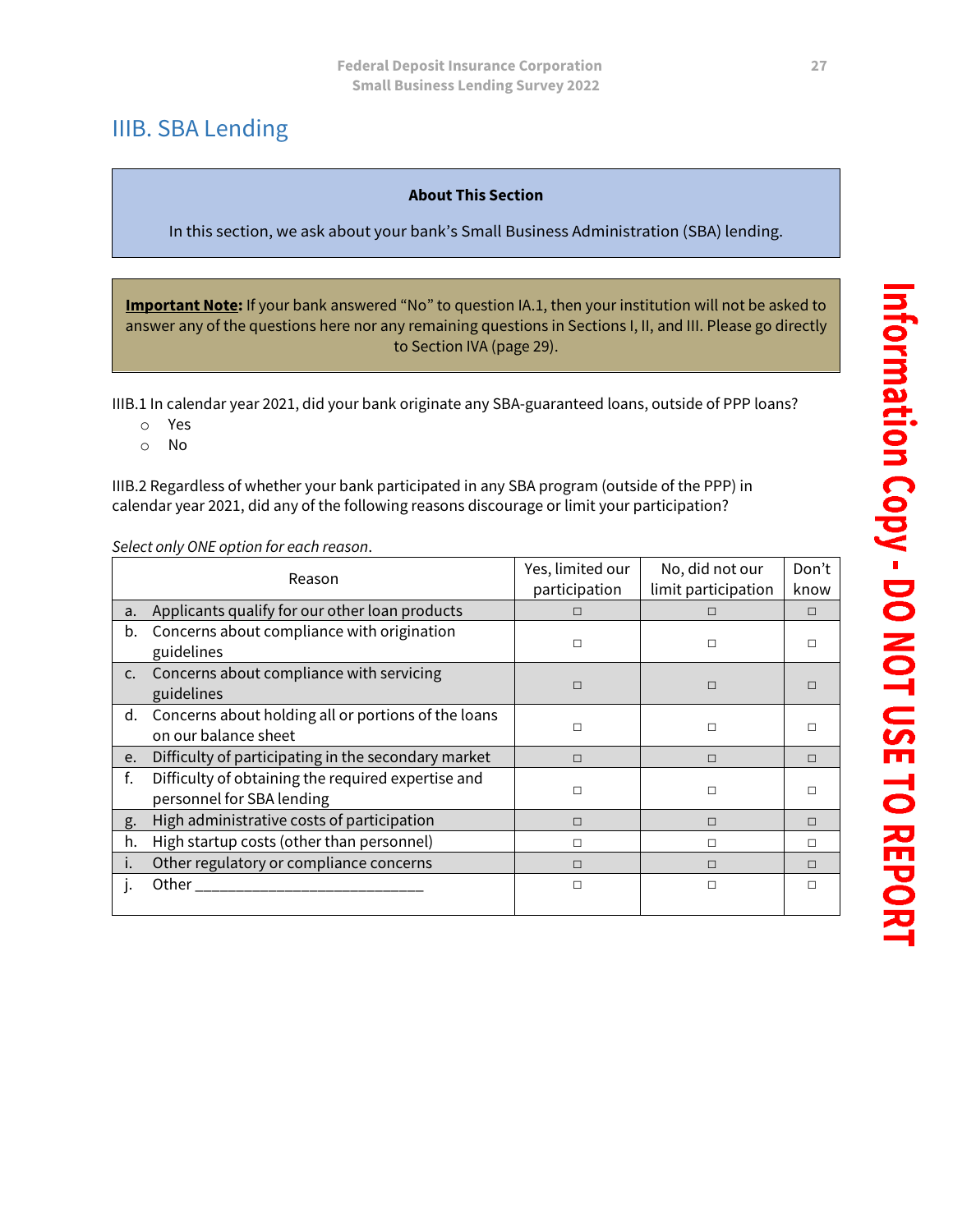## IIIB. SBA Lending

**About This Section**

In this section, we ask about your bank's Small Business Administration (SBA) lending.

**Important Note:** If your bank answered "No" to question IA.1, then your institution will not be asked to answer any of the questions here nor any remaining questions in Sections I, II, and III. Please go directly to Section IVA (page 29).

IIIB.1 In calendar year 2021, did your bank originate any SBA-guaranteed loans, outside of PPP loans?

- ○ Yes
- ○ No

IIIB.2 Regardless of whether your bank participated in any SBA program (outside of the PPP) in calendar year 2021, did any of the following reasons discourage or limit your participation?

*Select only ONE option for each reason*.

| Reason | Yes, limited our participation | No, did not our limit participation | Don't know |
|---|---|---|---|
| a. Applicants qualify for our other loan products | ☐ | ☐ | ☐ |
| b. Concerns about compliance with origination guidelines | ☐ | ☐ | ☐ |
| c. Concerns about compliance with servicing guidelines | ☐ | ☐ | ☐ |
| d. Concerns about holding all or portions of the loans on our balance sheet | ☐ | ☐ | ☐ |
| e. Difficulty of participating in the secondary market | ☐ | ☐ | ☐ |
| f. Difficulty of obtaining the required expertise and personnel for SBA lending | ☐ | ☐ | ☐ |
| g. High administrative costs of participation | ☐ | ☐ | ☐ |
| h. High startup costs (other than personnel) | ☐ | ☐ | ☐ |
| i. Other regulatory or compliance concerns | ☐ | ☐ | ☐ |
| j. Other ___________________________ | ☐ | ☐ | ☐ |

Information Copy - DO NOT USE TO REPORT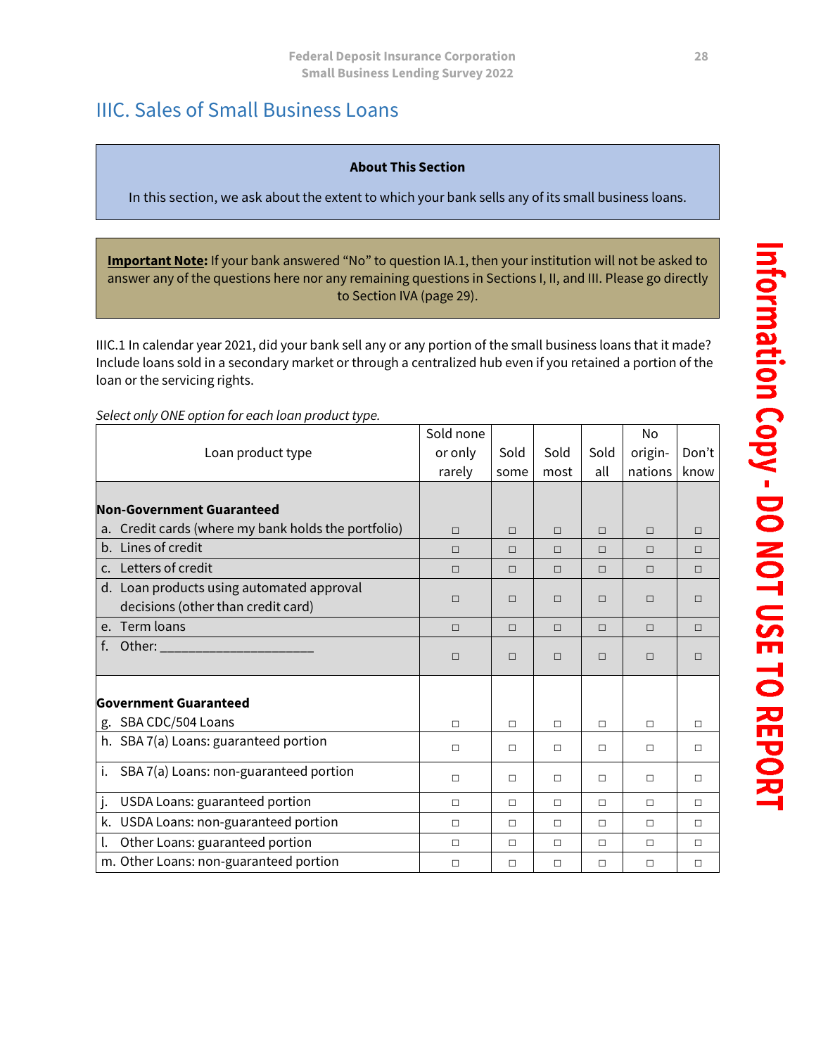## IIIC. Sales of Small Business Loans

**About This Section**

In this section, we ask about the extent to which your bank sells any of its small business loans.

**Important Note:** If your bank answered "No" to question IA.1, then your institution will not be asked to answer any of the questions here nor any remaining questions in Sections I, II, and III. Please go directly to Section IVA (page 29).

IIIC.1 In calendar year 2021, did your bank sell any or any portion of the small business loans that it made? Include loans sold in a secondary market or through a centralized hub even if you retained a portion of the loan or the servicing rights.

*Select only ONE option for each loan product type.*

| Loan product type | Sold none or only rarely | Sold some | Sold most | Sold all | No originations | Don't know |
|---|---|---|---|---|---|---|
| **Non-Government Guaranteed** | | | | | | |
| a. Credit cards (where my bank holds the portfolio) | ☐ | ☐ | ☐ | ☐ | ☐ | ☐ |
| b. Lines of credit | ☐ | ☐ | ☐ | ☐ | ☐ | ☐ |
| c. Letters of credit | ☐ | ☐ | ☐ | ☐ | ☐ | ☐ |
| d. Loan products using automated approval decisions (other than credit card) | ☐ | ☐ | ☐ | ☐ | ☐ | ☐ |
| e. Term loans | ☐ | ☐ | ☐ | ☐ | ☐ | ☐ |
| f. Other: ____________________ | ☐ | ☐ | ☐ | ☐ | ☐ | ☐ |
| **Government Guaranteed** | | | | | | |
| g. SBA CDC/504 Loans | ☐ | ☐ | ☐ | ☐ | ☐ | ☐ |
| h. SBA 7(a) Loans: guaranteed portion | ☐ | ☐ | ☐ | ☐ | ☐ | ☐ |
| i. SBA 7(a) Loans: non-guaranteed portion | ☐ | ☐ | ☐ | ☐ | ☐ | ☐ |
| j. USDA Loans: guaranteed portion | ☐ | ☐ | ☐ | ☐ | ☐ | ☐ |
| k. USDA Loans: non-guaranteed portion | ☐ | ☐ | ☐ | ☐ | ☐ | ☐ |
| l. Other Loans: guaranteed portion | ☐ | ☐ | ☐ | ☐ | ☐ | ☐ |
| m. Other Loans: non-guaranteed portion | ☐ | ☐ | ☐ | ☐ | ☐ | ☐ |

Information Copy - DO NOT USE TO REPORT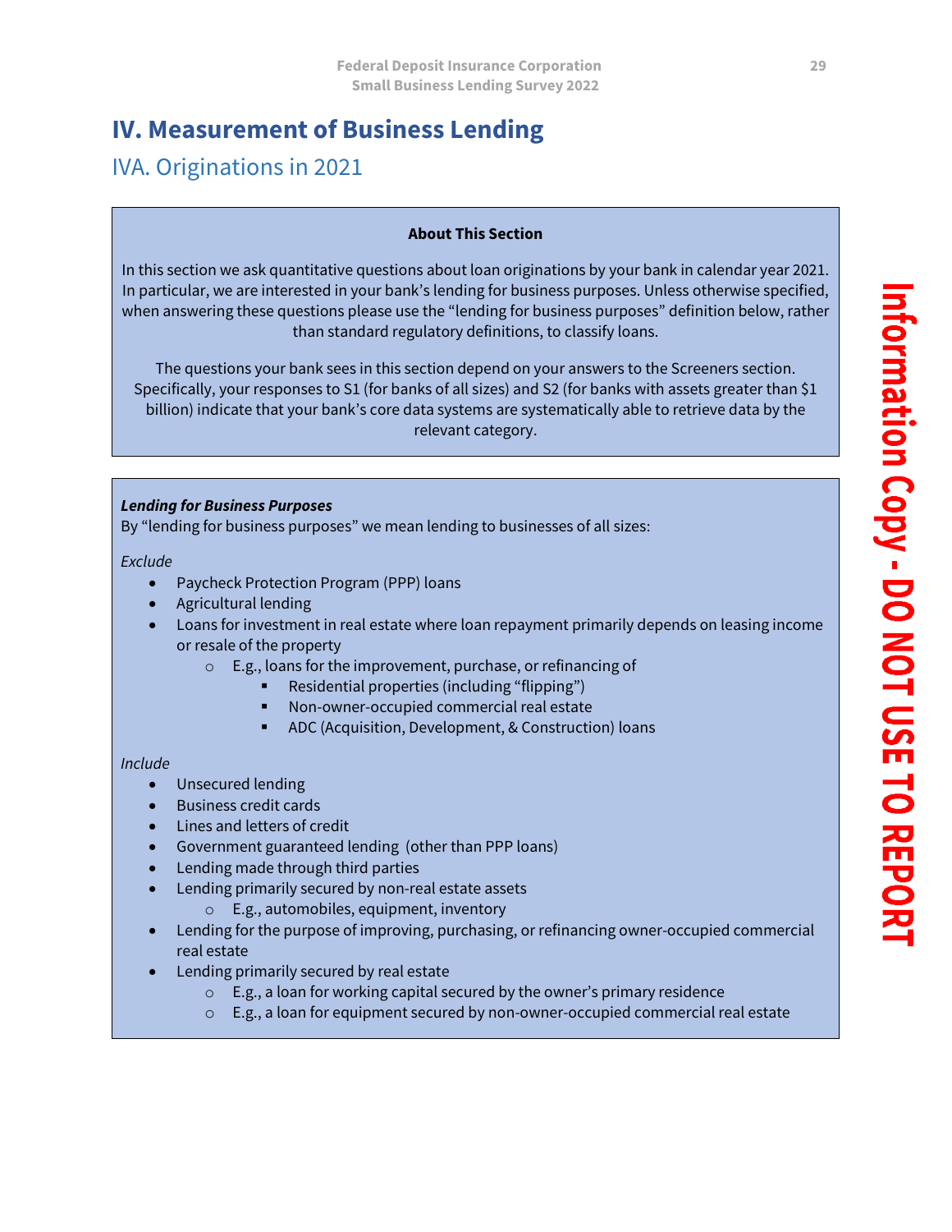# IV. Measurement of Business Lending

## IVA. Originations in 2021

**About This Section**

In this section we ask quantitative questions about loan originations by your bank in calendar year 2021. In particular, we are interested in your bank's lending for business purposes. Unless otherwise specified, when answering these questions please use the "lending for business purposes" definition below, rather than standard regulatory definitions, to classify loans.

The questions your bank sees in this section depend on your answers to the Screeners section. Specifically, your responses to S1 (for banks of all sizes) and S2 (for banks with assets greater than $1 billion) indicate that your bank's core data systems are systematically able to retrieve data by the relevant category.

***Lending for Business Purposes***

By "lending for business purposes" we mean lending to businesses of all sizes:

*Exclude*

- Paycheck Protection Program (PPP) loans
- Agricultural lending
- Loans for investment in real estate where loan repayment primarily depends on leasing income or resale of the property
  - E.g., loans for the improvement, purchase, or refinancing of
    - Residential properties (including "flipping")
    - Non-owner-occupied commercial real estate
    - ADC (Acquisition, Development, & Construction) loans

*Include*

- Unsecured lending
- Business credit cards
- Lines and letters of credit
- Government guaranteed lending (other than PPP loans)
- Lending made through third parties
- Lending primarily secured by non-real estate assets
  - E.g., automobiles, equipment, inventory
- Lending for the purpose of improving, purchasing, or refinancing owner-occupied commercial real estate
- Lending primarily secured by real estate
  - E.g., a loan for working capital secured by the owner's primary residence
  - E.g., a loan for equipment secured by non-owner-occupied commercial real estate

Information Copy - DO NOT USE TO REPORT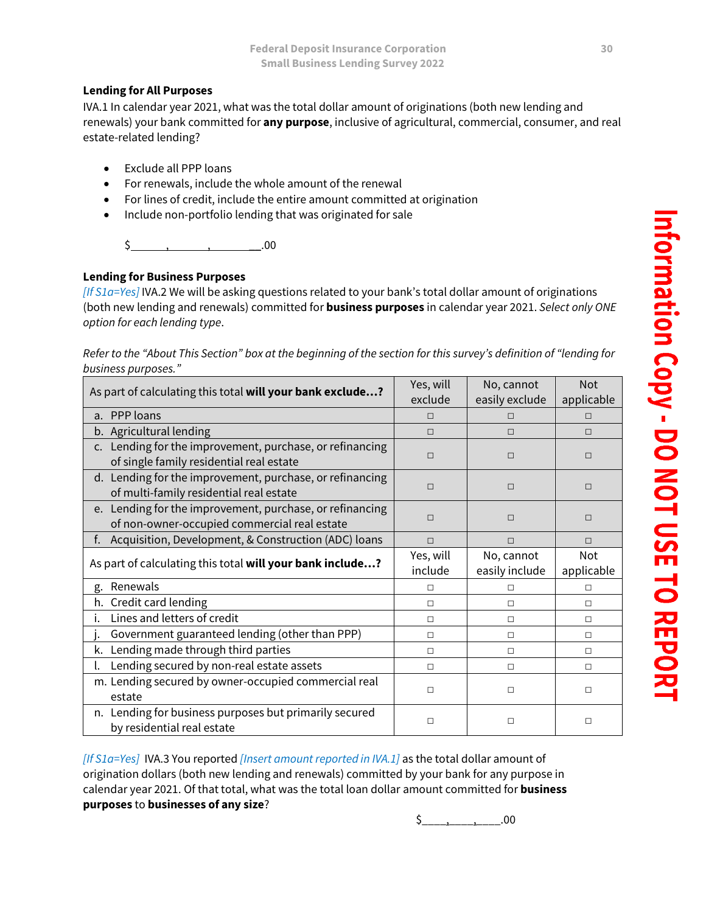### Lending for All Purposes

IVA.1 In calendar year 2021, what was the total dollar amount of originations (both new lending and renewals) your bank committed for **any purpose**, inclusive of agricultural, commercial, consumer, and real estate-related lending?

- Exclude all PPP loans
- For renewals, include the whole amount of the renewal
- For lines of credit, include the entire amount committed at origination
- Include non-portfolio lending that was originated for sale

$______,_______,________.00

### Lending for Business Purposes

*[If S1a=Yes]* IVA.2 We will be asking questions related to your bank's total dollar amount of originations (both new lending and renewals) committed for **business purposes** in calendar year 2021. *Select only ONE option for each lending type*.

*Refer to the "About This Section" box at the beginning of the section for this survey's definition of "lending for business purposes."*

| As part of calculating this total **will your bank exclude…?** | Yes, will exclude | No, cannot easily exclude | Not applicable |
|---|---|---|---|
| a. PPP loans | □ | □ | □ |
| b. Agricultural lending | □ | □ | □ |
| c. Lending for the improvement, purchase, or refinancing of single family residential real estate | □ | □ | □ |
| d. Lending for the improvement, purchase, or refinancing of multi-family residential real estate | □ | □ | □ |
| e. Lending for the improvement, purchase, or refinancing of non-owner-occupied commercial real estate | □ | □ | □ |
| f. Acquisition, Development, & Construction (ADC) loans | □ | □ | □ |
| **As part of calculating this total will your bank include…?** | **Yes, will include** | **No, cannot easily include** | **Not applicable** |
| g. Renewals | □ | □ | □ |
| h. Credit card lending | □ | □ | □ |
| i. Lines and letters of credit | □ | □ | □ |
| j. Government guaranteed lending (other than PPP) | □ | □ | □ |
| k. Lending made through third parties | □ | □ | □ |
| l. Lending secured by non-real estate assets | □ | □ | □ |
| m. Lending secured by owner-occupied commercial real estate | □ | □ | □ |
| n. Lending for business purposes but primarily secured by residential real estate | □ | □ | □ |

*[If S1a=Yes]* IVA.3 You reported *[Insert amount reported in IVA.1]* as the total dollar amount of origination dollars (both new lending and renewals) committed by your bank for any purpose in calendar year 2021. Of that total, what was the total loan dollar amount committed for **business purposes** to **businesses of any size**?

$____,____,____.00

Information Copy - DO NOT USE TO REPORT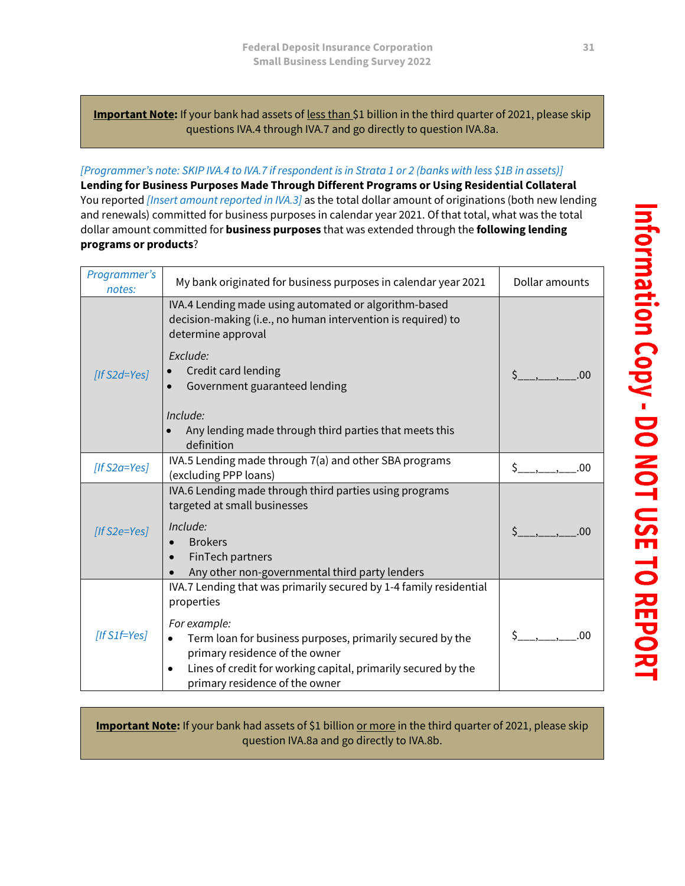**Important Note:** If your bank had assets of less than $1 billion in the third quarter of 2021, please skip questions IVA.4 through IVA.7 and go directly to question IVA.8a.

*[Programmer's note: SKIP IVA.4 to IVA.7 if respondent is in Strata 1 or 2 (banks with less $1B in assets)]*

**Lending for Business Purposes Made Through Different Programs or Using Residential Collateral**

You reported *[Insert amount reported in IVA.3]* as the total dollar amount of originations (both new lending and renewals) committed for business purposes in calendar year 2021. Of that total, what was the total dollar amount committed for **business purposes** that was extended through the **following lending programs or products**?

| *Programmer's notes:* | My bank originated for business purposes in calendar year 2021 | Dollar amounts |
|---|---|---|
| *[If S2d=Yes]* | IVA.4 Lending made using automated or algorithm-based decision-making (i.e., no human intervention is required) to determine approval<br>*Exclude:*<br>• Credit card lending<br>• Government guaranteed lending<br>*Include:*<br>• Any lending made through third parties that meets this definition | $___,___,___.00 |
| *[If S2a=Yes]* | IVA.5 Lending made through 7(a) and other SBA programs (excluding PPP loans) | $___,___,___.00 |
| *[If S2e=Yes]* | IVA.6 Lending made through third parties using programs targeted at small businesses<br>*Include:*<br>• Brokers<br>• FinTech partners<br>• Any other non-governmental third party lenders | $___,___,___.00 |
| *[If S1f=Yes]* | IVA.7 Lending that was primarily secured by 1-4 family residential properties<br>*For example:*<br>• Term loan for business purposes, primarily secured by the primary residence of the owner<br>• Lines of credit for working capital, primarily secured by the primary residence of the owner | $___,___,___.00 |

**Important Note:** If your bank had assets of $1 billion or more in the third quarter of 2021, please skip question IVA.8a and go directly to IVA.8b.

Information Copy - DO NOT USE TO REPORT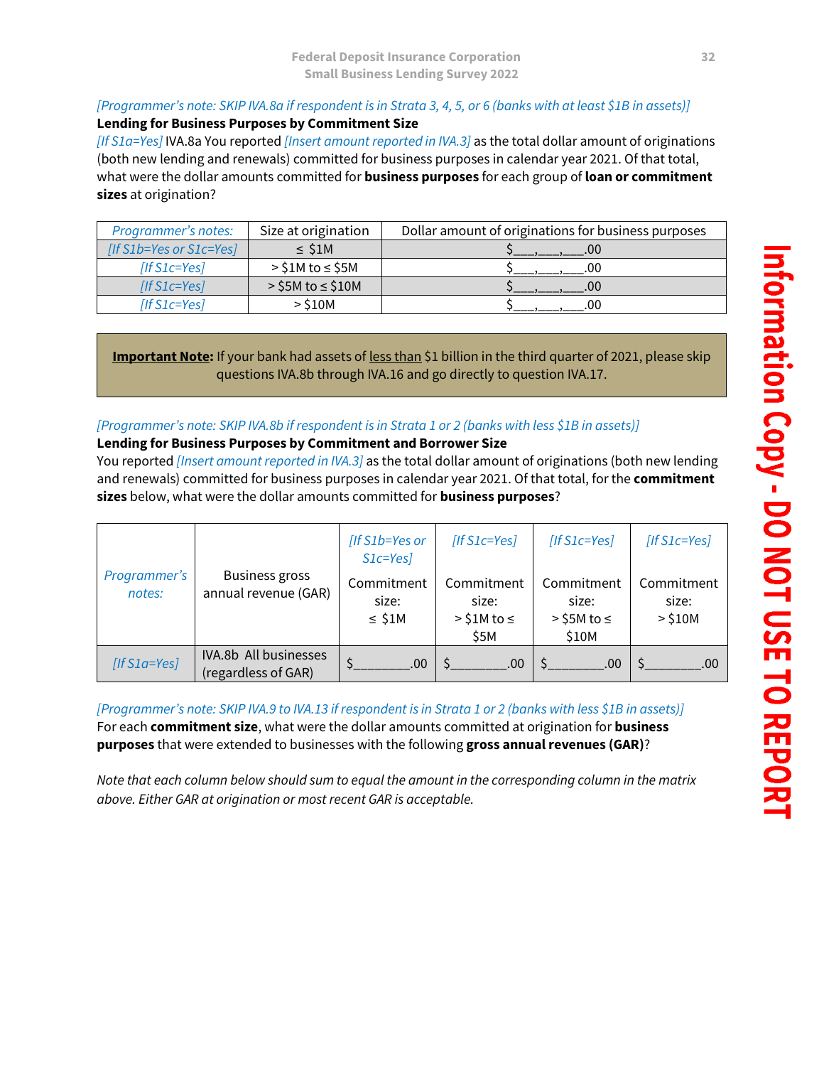*[Programmer's note: SKIP IVA.8a if respondent is in Strata 3, 4, 5, or 6 (banks with at least $1B in assets)]*

**Lending for Business Purposes by Commitment Size**

*[If S1a=Yes]* IVA.8a You reported *[Insert amount reported in IVA.3]* as the total dollar amount of originations (both new lending and renewals) committed for business purposes in calendar year 2021. Of that total, what were the dollar amounts committed for **business purposes** for each group of **loan or commitment sizes** at origination?

| *Programmer's notes:* | Size at origination | Dollar amount of originations for business purposes |
|---|---|---|
| *[If S1b=Yes or S1c=Yes]* | ≤ $1M | $___,___,___.00 |
| *[If S1c=Yes]* | > $1M to ≤ $5M | $___,___,___.00 |
| *[If S1c=Yes]* | > $5M to ≤ $10M | $___,___,___.00 |
| *[If S1c=Yes]* | > $10M | $___,___,___.00 |

**Important Note:** If your bank had assets of less than $1 billion in the third quarter of 2021, please skip questions IVA.8b through IVA.16 and go directly to question IVA.17.

*[Programmer's note: SKIP IVA.8b if respondent is in Strata 1 or 2 (banks with less $1B in assets)]*

**Lending for Business Purposes by Commitment and Borrower Size**

You reported *[Insert amount reported in IVA.3]* as the total dollar amount of originations (both new lending and renewals) committed for business purposes in calendar year 2021. Of that total, for the **commitment sizes** below, what were the dollar amounts committed for **business purposes**?

| *Programmer's notes:* | Business gross annual revenue (GAR) | *[If S1b=Yes or S1c=Yes]* Commitment size: ≤ $1M | *[If S1c=Yes]* Commitment size: > $1M to ≤ $5M | *[If S1c=Yes]* Commitment size: > $5M to ≤ $10M | *[If S1c=Yes]* Commitment size: > $10M |
|---|---|---|---|---|---|
| *[If S1a=Yes]* | IVA.8b All businesses (regardless of GAR) | $________.00 | $________.00 | $________.00 | $________.00 |

*[Programmer's note: SKIP IVA.9 to IVA.13 if respondent is in Strata 1 or 2 (banks with less $1B in assets)]*

For each **commitment size**, what were the dollar amounts committed at origination for **business purposes** that were extended to businesses with the following **gross annual revenues (GAR)**?

*Note that each column below should sum to equal the amount in the corresponding column in the matrix above. Either GAR at origination or most recent GAR is acceptable.*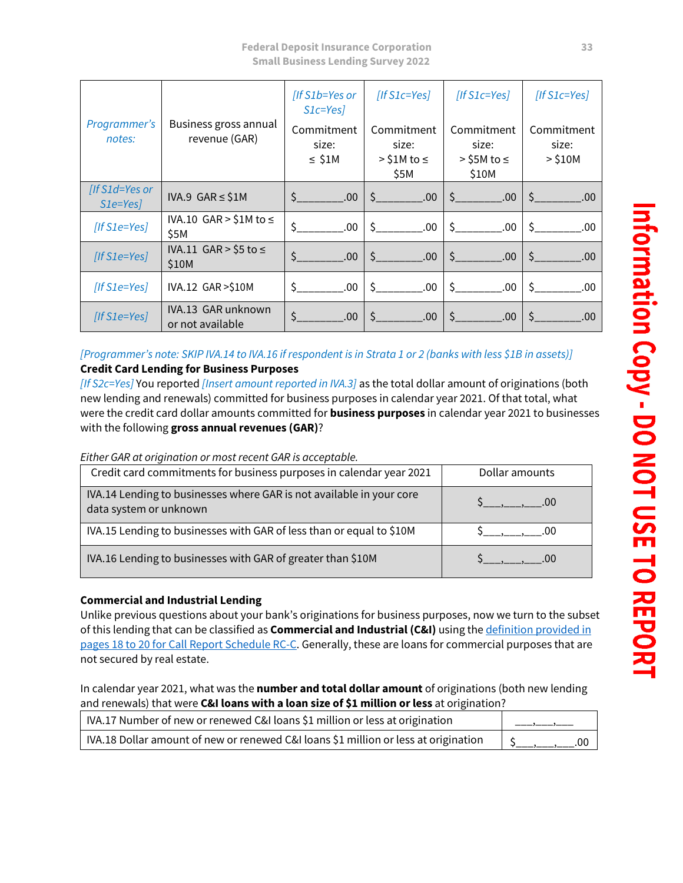| *Programmer's notes:* | Business gross annual revenue (GAR) | *[If S1b=Yes or S1c=Yes]* Commitment size: ≤ $1M | *[If S1c=Yes]* Commitment size: > $1M to ≤ $5M | *[If S1c=Yes]* Commitment size: > $5M to ≤ $10M | *[If S1c=Yes]* Commitment size: > $10M |
|---|---|---|---|---|---|
| *[If S1d=Yes or S1e=Yes]* | IVA.9 GAR ≤ $1M | $________.00 | $________.00 | $________.00 | $________.00 |
| *[If S1e=Yes]* | IVA.10 GAR > $1M to ≤ $5M | $________.00 | $________.00 | $________.00 | $________.00 |
| *[If S1e=Yes]* | IVA.11 GAR > $5 to ≤ $10M | $________.00 | $________.00 | $________.00 | $________.00 |
| *[If S1e=Yes]* | IVA.12 GAR >$10M | $________.00 | $________.00 | $________.00 | $________.00 |
| *[If S1e=Yes]* | IVA.13 GAR unknown or not available | $________.00 | $________.00 | $________.00 | $________.00 |

*[Programmer's note: SKIP IVA.14 to IVA.16 if respondent is in Strata 1 or 2 (banks with less $1B in assets)]*

**Credit Card Lending for Business Purposes**

*[If S2c=Yes]* You reported *[Insert amount reported in IVA.3]* as the total dollar amount of originations (both new lending and renewals) committed for business purposes in calendar year 2021. Of that total, what were the credit card dollar amounts committed for **business purposes** in calendar year 2021 to businesses with the following **gross annual revenues (GAR)**?

*Either GAR at origination or most recent GAR is acceptable.*

| Credit card commitments for business purposes in calendar year 2021 | Dollar amounts |
|---|---|
| IVA.14 Lending to businesses where GAR is not available in your core data system or unknown | $___,___,___.00 |
| IVA.15 Lending to businesses with GAR of less than or equal to $10M | $___,___,___.00 |
| IVA.16 Lending to businesses with GAR of greater than $10M | $___,___,___.00 |

**Commercial and Industrial Lending**

Unlike previous questions about your bank's originations for business purposes, now we turn to the subset of this lending that can be classified as **Commercial and Industrial (C&I)** using the definition provided in pages 18 to 20 for Call Report Schedule RC-C. Generally, these are loans for commercial purposes that are not secured by real estate.

In calendar year 2021, what was the **number and total dollar amount** of originations (both new lending and renewals) that were **C&I loans with a loan size of $1 million or less** at origination?

| | |
|---|---|
| IVA.17 Number of new or renewed C&I loans $1 million or less at origination | ___,___,___ |
| IVA.18 Dollar amount of new or renewed C&I loans $1 million or less at origination | $___,___,___.00 |

Information Copy - DO NOT USE TO REPORT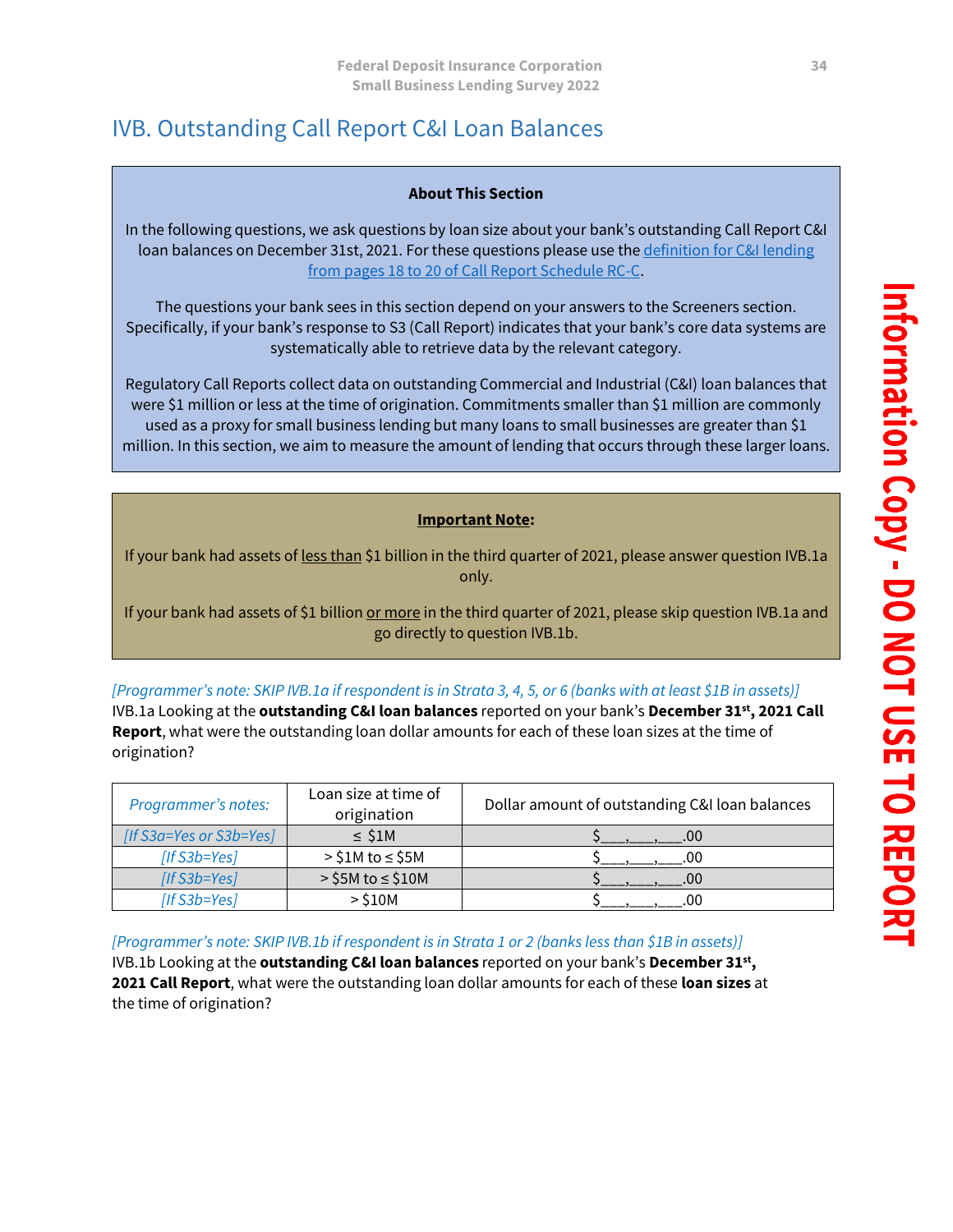## IVB. Outstanding Call Report C&I Loan Balances

**About This Section**

In the following questions, we ask questions by loan size about your bank's outstanding Call Report C&I loan balances on December 31st, 2021. For these questions please use the definition for C&I lending from pages 18 to 20 of Call Report Schedule RC-C.

The questions your bank sees in this section depend on your answers to the Screeners section. Specifically, if your bank's response to S3 (Call Report) indicates that your bank's core data systems are systematically able to retrieve data by the relevant category.

Regulatory Call Reports collect data on outstanding Commercial and Industrial (C&I) loan balances that were $1 million or less at the time of origination. Commitments smaller than $1 million are commonly used as a proxy for small business lending but many loans to small businesses are greater than $1 million. In this section, we aim to measure the amount of lending that occurs through these larger loans.

**Important Note:**

If your bank had assets of less than $1 billion in the third quarter of 2021, please answer question IVB.1a only.

If your bank had assets of $1 billion or more in the third quarter of 2021, please skip question IVB.1a and go directly to question IVB.1b.

*[Programmer's note: SKIP IVB.1a if respondent is in Strata 3, 4, 5, or 6 (banks with at least $1B in assets)]*

IVB.1a Looking at the **outstanding C&I loan balances** reported on your bank's **December 31st, 2021 Call Report**, what were the outstanding loan dollar amounts for each of these loan sizes at the time of origination?

| *Programmer's notes:* | Loan size at time of origination | Dollar amount of outstanding C&I loan balances |
|---|---|---|
| *[If S3a=Yes or S3b=Yes]* | ≤ $1M | $___,___,___.00 |
| *[If S3b=Yes]* | > $1M to ≤ $5M | $___,___,___.00 |
| *[If S3b=Yes]* | > $5M to ≤ $10M | $___,___,___.00 |
| *[If S3b=Yes]* | > $10M | $___,___,___.00 |

*[Programmer's note: SKIP IVB.1b if respondent is in Strata 1 or 2 (banks less than $1B in assets)]*

IVB.1b Looking at the **outstanding C&I loan balances** reported on your bank's **December 31st, 2021 Call Report**, what were the outstanding loan dollar amounts for each of these **loan sizes** at the time of origination?

Information Copy - DO NOT USE TO REPORT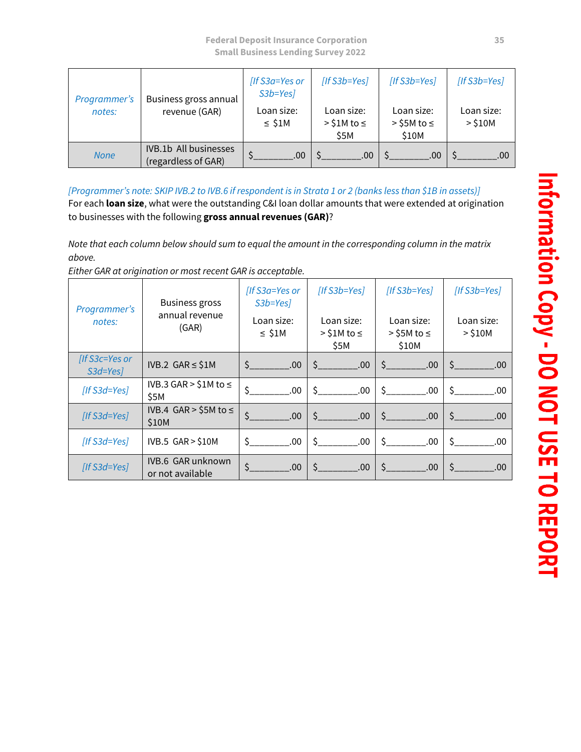| Programmer's notes: | Business gross annual revenue (GAR) | [If S3a=Yes or S3b=Yes] Loan size: ≤ $1M | [If S3b=Yes] Loan size: > $1M to ≤ $5M | [If S3b=Yes] Loan size: > $5M to ≤ $10M | [If S3b=Yes] Loan size: > $10M |
|---|---|---|---|---|---|
| None | IVB.1b All businesses (regardless of GAR) | $________.00 | $________.00 | $________.00 | $________.00 |

*[Programmer's note: SKIP IVB.2 to IVB.6 if respondent is in Strata 1 or 2 (banks less than $1B in assets)]*

For each **loan size**, what were the outstanding C&I loan dollar amounts that were extended at origination to businesses with the following **gross annual revenues (GAR)**?

*Note that each column below should sum to equal the amount in the corresponding column in the matrix above.*

*Either GAR at origination or most recent GAR is acceptable.*

| Programmer's notes: | Business gross annual revenue (GAR) | [If S3a=Yes or S3b=Yes] Loan size: ≤ $1M | [If S3b=Yes] Loan size: > $1M to ≤ $5M | [If S3b=Yes] Loan size: > $5M to ≤ $10M | [If S3b=Yes] Loan size: > $10M |
|---|---|---|---|---|---|
| [If S3c=Yes or S3d=Yes] | IVB.2 GAR ≤ $1M | $________.00 | $________.00 | $________.00 | $________.00 |
| [If S3d=Yes] | IVB.3 GAR > $1M to ≤ $5M | $________.00 | $________.00 | $________.00 | $________.00 |
| [If S3d=Yes] | IVB.4 GAR > $5M to ≤ $10M | $________.00 | $________.00 | $________.00 | $________.00 |
| [If S3d=Yes] | IVB.5 GAR > $10M | $________.00 | $________.00 | $________.00 | $________.00 |
| [If S3d=Yes] | IVB.6 GAR unknown or not available | $________.00 | $________.00 | $________.00 | $________.00 |

Information Copy - DO NOT USE TO REPORT